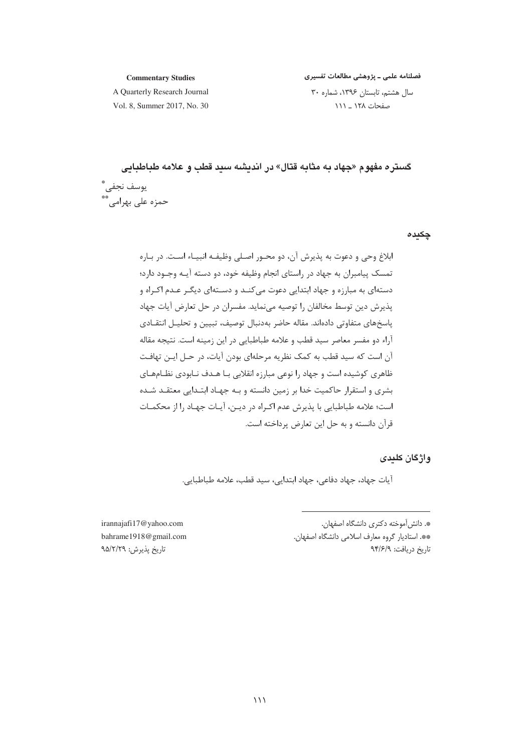# گستره مفهوم «جهاد به مثابه قتال» در اندیشه سید قطب و علامه طباطبایی

یوسف نجفی[*]

حمزه علی بهرامی[**]

## چکیده

ابلاغ وحی و دعوت به پذیرش آن، دو محور اصلی وظیفه انبیاء است. در باره تمسک پیامبران به جهاد در راستای انجام وظیفه خود، دو دسته آیه وجود دارد؛ دسته‌ای به مبارزه و جهاد ابتدایی دعوت می‌کند و دسته‌ای دیگر عدم اکراه و پذیرش دین توسط مخالفان را توصیه می‌نماید. مفسران در حل تعارض آیات جهاد پاسخ‌های متفاوتی داده‌اند. مقاله حاضر به‌دنبال توصیف، تبیین و تحلیل انتقادی آراء دو مفسر معاصر سید قطب و علامه طباطبایی در این زمینه است. نتیجه مقاله آن است که سید قطب به کمک نظریه مرحله‌ای بودن آیات، در حل این تهافت ظاهری کوشیده است و جهاد را نوعی مبارزه انقلابی با هدف نابودی نظام‌های بشری و استقرار حاکمیت خدا بر زمین دانسته و به جهاد ابتدایی معتقد شده است؛ علامه طباطبایی با پذیرش عدم اکراه در دین، آیات جهاد را از محکمات قرآن دانسته و به حل این تعارض پرداخته است.

## واژگان کلیدی

آیات جهاد، جهاد دفاعی، جهاد ابتدایی، سید قطب، علامه طباطبایی.

---

[*]. دانش‌آموخته دکتری دانشگاه اصفهان. irannajafi17@yahoo.com

[**]. استادیار گروه معارف اسلامی دانشگاه اصفهان. bahrame1918@gmail.com

تاریخ دریافت: ۹۴/۶/۹ — تاریخ پذیرش: ۹۵/۲/۲۹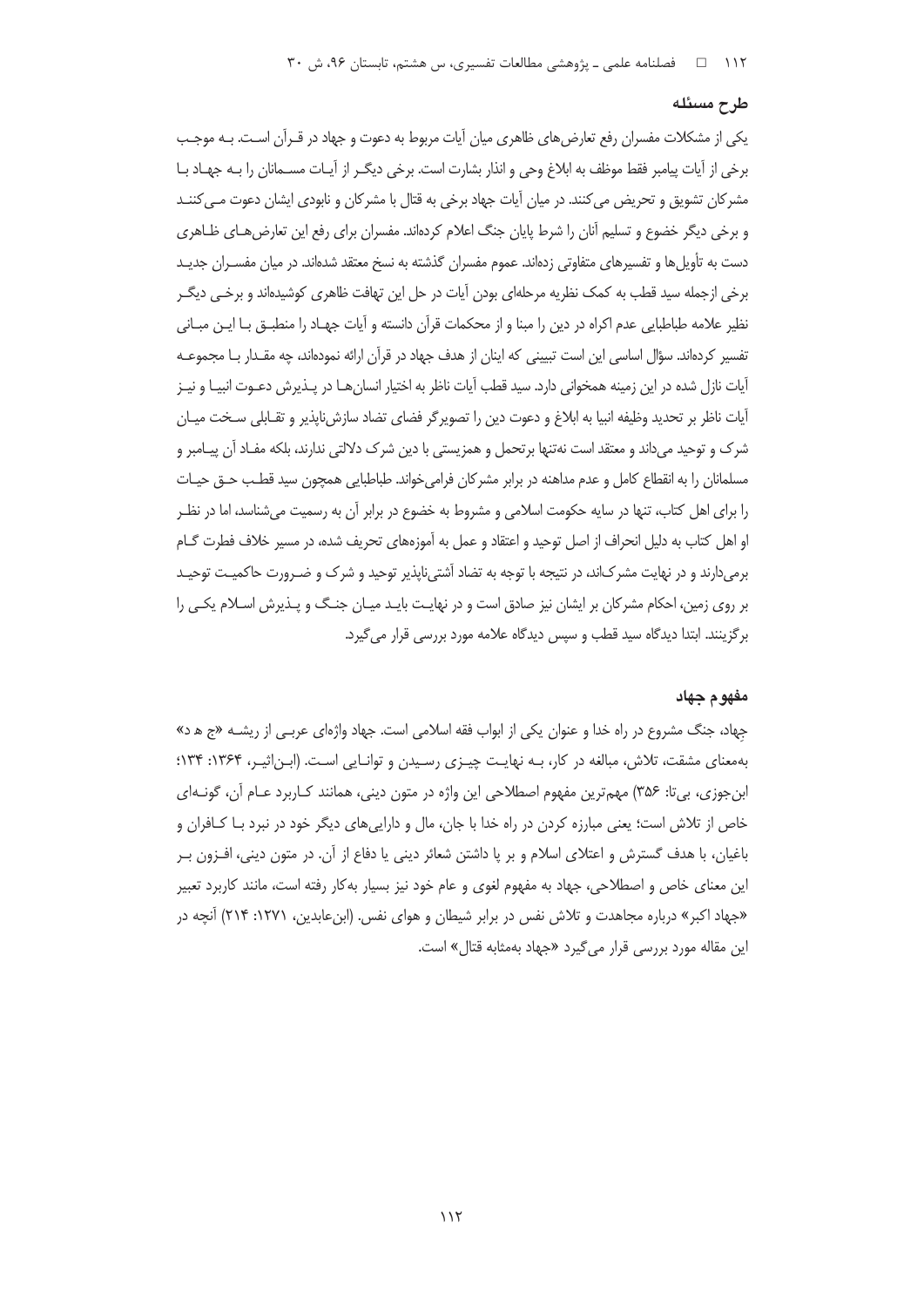## طرح مسئله

یکی از مشکلات مفسران رفع تعارض‌های ظاهری میان آیات مربوط به دعوت و جهاد در قرآن است. بـه موجـب برخی از آیات پیامبر فقط موظف به ابلاغ وحی و انذار بشارت است. برخی دیگـر از آیـات مسـلمانان را بـه جهـاد بـا مشرکان تشویق و تحریض می‌کنند. در میان آیات جهاد برخی به قتال با مشرکان و نابودی ایشان دعوت مـی‌کننـد و برخی دیگر خضوع و تسلیم آنان را شرط پایان جنگ اعلام کرده‌اند. مفسران برای رفع این تعارض‌هـای ظـاهری دست به تأویل‌ها و تفسیرهای متفاوتی زده‌اند. عموم مفسران گذشته به نسخ معتقد شده‌اند. در میان مفسـران جدیـد برخی ازجمله سید قطب به کمک نظریه مرحله‌ای بودن آیات در حل این تهافت ظاهری کوشیده‌اند و برخـی دیگـر نظیر علامه طباطبایی عدم اکراه در دین را مبنا و از محکمات قرآن دانسته و آیات جهـاد را منطبـق بـا ایـن مبـانی تفسیر کرده‌اند. سؤال اساسی این است تبیینی که اینان از هدف جهاد در قرآن ارائه نموده‌اند، چه مقـدار بـا مجموعـه آیات نازل شده در این زمینه همخوانی دارد. سید قطب آیات ناظر به اختیار انسان‌هـا در پـذیرش دعـوت انبیـا و نیـز آیات ناظر بر تحدید وظیفه انبیا به ابلاغ و دعوت دین را تصویرگر فضای تضاد سازش‌ناپذیر و تقـابلی سـخت میـان شرک و توحید می‌داند و معتقد است نه‌تنها برتحمل و همزیستی با دین شرک دلالتی ندارند، بلکه مفـاد آن پیـامبر و مسلمانان را به انقطاع کامل و عدم مداهنه در برابر مشرکان فرامی‌خواند. طباطبایی همچون سید قطـب حـق حیـات را برای اهل کتاب، تنها در سایه حکومت اسلامی و مشروط به خضوع در برابر آن به رسمیت می‌شناسد، اما در نظـر او اهل کتاب به دلیل انحراف از اصل توحید و اعتقاد و عمل به آموزه‌های تحریف شده، در مسیر خلاف فطرت گـام برمی‌دارند و در نهایت مشرک‌اند، در نتیجه با توجه به تضاد آشتی‌ناپذیر توحید و شرک و ضـرورت حاکمیـت توحیـد بر روی زمین، احکام مشرکان بر ایشان نیز صادق است و در نهایـت بایـد میـان جنـگ و پـذیرش اسـلام یکـی را برگزینند. ابتدا دیدگاه سید قطب و سپس دیدگاه علامه مورد بررسی قرار می‌گیرد.

## مفهوم جهاد

جهاد، جنگ مشروع در راه خدا و عنوان یکی از ابواب فقه اسلامی است. جهاد واژه‌ای عربـی از ریشـه «ج ه د» به‌معنای مشقت، تلاش، مبالغه در کار، بـه نهایـت چیـزی رسـیدن و توانـایی اسـت. (ابـن‌اثیـر، ۱۳۶۴: ۱۳۴؛ ابن‌جوزی، بی‌تا: ۳۵۶) مهم‌ترین مفهوم اصطلاحی این واژه در متون دینی، همانند کـاربرد عـام آن، گونـه‌ای خاص از تلاش است؛ یعنی مبارزه کردن در راه خدا با جان، مال و دارایی‌های دیگر خود در نبرد بـا کـافران و باغیان، با هدف گسترش و اعتلای اسلام و بر پا داشتن شعائر دینی یا دفاع از آن. در متون دینی، افـزون بـر این معنای خاص و اصطلاحی، جهاد به مفهوم لغوی و عام خود نیز بسیار به‌کار رفته است، مانند کاربرد تعبیر «جهاد اکبر» درباره مجاهدت و تلاش نفس در برابر شیطان و هوای نفس. (ابن‌عابدین، ۱۲۷۱: ۲۱۴) آنچه در این مقاله مورد بررسی قرار می‌گیرد «جهاد به‌مثابه قتال» است.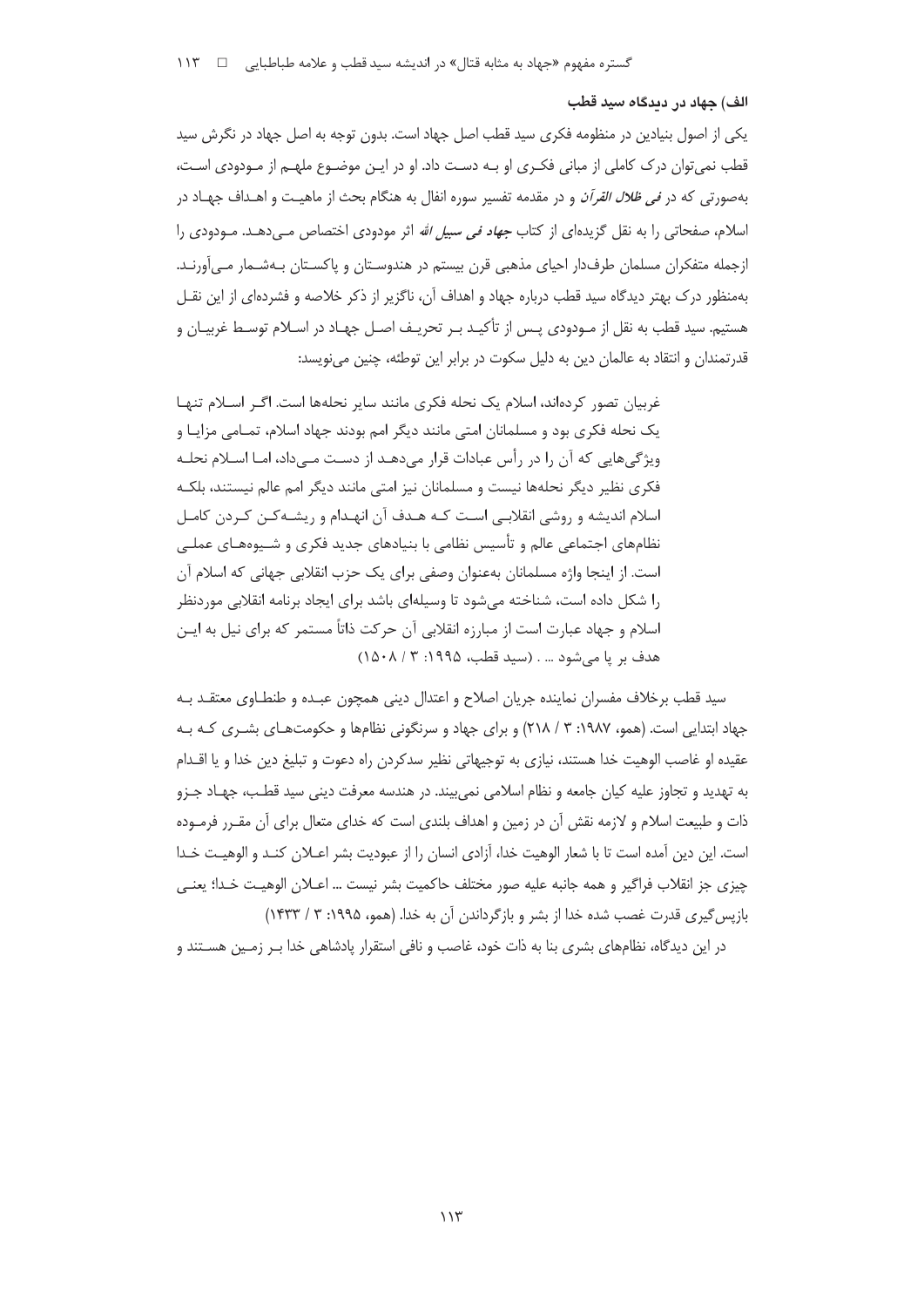### الف) جهاد در دیدگاه سید قطب

یکی از اصول بنیادین در منظومه فکری سید قطب اصل جهاد است. بدون توجه به اصل جهاد در نگرش سید قطب نمی‌توان درک کاملی از مبانی فکـری او بـه دسـت داد. او در ایـن موضـوع ملهـم از مـودودی اسـت، به‌صورتی که در *فی ظلال القرآن* و در مقدمه تفسیر سوره انفال به هنگام بحث از ماهیـت و اهـداف جهـاد در اسلام، صفحاتی را به نقل گزیده‌ای از کتاب *جهاد فی سبیل الله* اثر مودودی اختصاص مـی‌دهـد. مـودودی را ازجمله متفکران مسلمان طرف‌دار احیای مذهبی قرن بیستم در هندوسـتان و پاکسـتان بـه‌شـمار مـی‌آورنـد. به‌منظور درک بهتر دیدگاه سید قطب درباره جهاد و اهداف آن، ناگزیر از ذکر خلاصه و فشرده‌ای از این نقـل هستیم. سید قطب به نقل از مـودودی پـس از تأکیـد بـر تحریـف اصـل جهـاد در اسـلام توسـط غربیـان و قدرتمندان و انتقاد به عالمان دین به دلیل سکوت در برابر این توطئه، چنین می‌نویسد:

> غربیان تصور کرده‌اند، اسلام یک نحله فکری مانند سایر نحله‌ها است. اگـر اسـلام تنهـا یک نحله فکری بود و مسلمانان امتی مانند دیگر امم بودند جهاد اسلام، تمـامی مزایـا و ویژگی‌هایی که آن را در رأس عبادات قرار می‌دهـد از دسـت مـی‌داد، امـا اسـلام نحلـه فکری نظیر دیگر نحله‌ها نیست و مسلمانان نیز امتی مانند دیگر امم عالم نیستند، بلکـه اسلام اندیشه و روشی انقلابـی اسـت کـه هـدف آن انهـدام و ریشـه‌کـن کـردن کامـل نظام‌های اجتماعی عالم و تأسیس نظامی با بنیادهای جدید فکری و شـیوه‌هـای عملـی است. از اینجا واژه مسلمانان به‌عنوان وصفی برای یک حزب انقلابی جهانی که اسلام آن را شکل داده است، شناخته می‌شود تا وسیله‌ای باشد برای ایجاد برنامه انقلابی موردنظر اسلام و جهاد عبارت است از مبارزه انقلابی آن حرکت ذاتاً مستمر که برای نیل به ایـن هدف بر پا می‌شود ... . (سید قطب، ۱۹۹۵: ۳ / ۱۵۰۸)

سید قطب برخلاف مفسران نماینده جریان اصلاح و اعتدال دینی همچون عبـده و طنطـاوی معتقـد بـه جهاد ابتدایی است. (همو، ۱۹۸۷: ۳ / ۲۱۸) و برای جهاد و سرنگونی نظام‌ها و حکومت‌هـای بشـری کـه بـه عقیده او غاصب الوهیت خدا هستند، نیازی به توجیهاتی نظیر سدکردن راه دعوت و تبلیغ دین خدا و یا اقـدام به تهدید و تجاوز علیه کیان جامعه و نظام اسلامی نمی‌بیند. در هندسه معرفت دینی سید قطـب، جهـاد جـزو ذات و طبیعت اسلام و لازمه نقش آن در زمین و اهداف بلندی است که خدای متعال برای آن مقـرر فرمـوده است. این دین آمده است تا با شعار الوهیت خدا، آزادی انسان را از عبودیت بشر اعـلان کنـد و الوهیـت خـدا چیزی جز انقلاب فراگیر و همه جانبه علیه همه صور مختلف حاکمیت بشر نیست ... اعـلان الوهیـت خـدا؛ یعنـی بازپس‌گیری قدرت غصب شده خدا از بشر و بازگرداندن آن به خدا. (همو، ۱۹۹۵: ۳ / ۱۴۳۳)

در این دیدگاه، نظام‌های بشری بنا به ذات خود، غاصب و نافی استقرار پادشاهی خدا بـر زمـین هسـتند و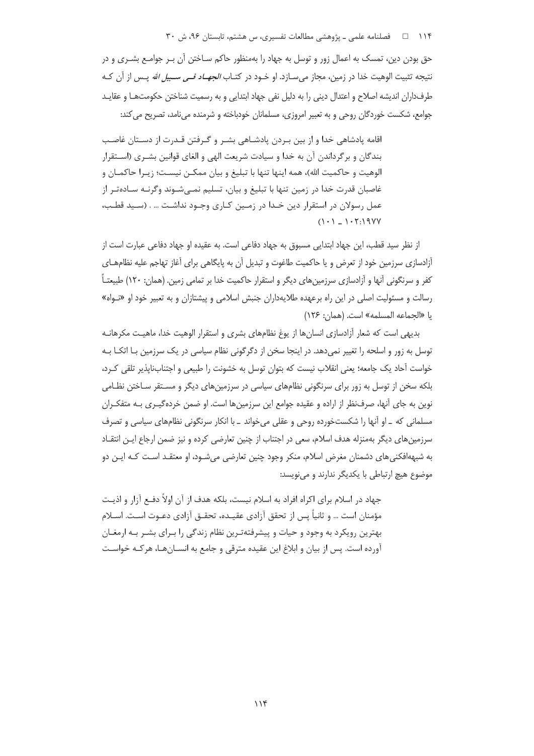حق بودن دین، تمسک به اعمال زور و توسل به جهاد را به‌منظور حاکم ساختن آن بر جوامع بشری و در نتیجه تثبیت الوهیت خدا در زمین، مجاز می‌سازد. او خود در کتاب *الجهاد فی سبیل الله* پس از آن که طرفداران اندیشه اصلاح و اعتدال دینی را به دلیل نفی جهاد ابتدایی و به رسمیت شناختن حکومت‌ها و عقاید جوامع، شکست خوردگان روحی و به تعبیر امروزی، مسلمانان خودباخته و شرمنده می‌نامد، تصریح می‌کند:

> اقامه پادشاهی خدا و از بین بردن پادشاهی بشر و گرفتن قدرت از دستان غاصب بندگان و برگرداندن آن به خدا و سیادت شریعت الهی و الغای قوانین بشری (استقرار الوهیت و حاکمیت الله)، همه اینها تنها با تبلیغ و بیان ممکن نیست؛ زیرا حاکمان و غاصبان قدرت خدا در زمین تنها با تبلیغ و بیان، تسلیم نمی‌شوند وگرنه ساده‌تر از عمل رسولان در استقرار دین خدا در زمین کاری وجود نداشت ... . (سید قطب، ۱۹۷۷: ۱۰۲ ـ ۱۰۱)

از نظر سید قطب، این جهاد ابتدایی مسبوق به جهاد دفاعی است. به عقیده او جهاد دفاعی عبارت است از آزادسازی سرزمین خود از تعرض و یا حاکمیت طاغوت و تبدیل آن به پایگاهی برای آغاز تهاجم علیه نظام‌های کفر و سرنگونی آنها و آزادسازی سرزمین‌های دیگر و استقرار حاکمیت خدا بر تمامی زمین. (همان: ۱۲۰) طبیعتاً رسالت و مسئولیت اصلی در این راه برعهده طلایه‌داران جنبش اسلامی و پیشتازان و به تعبیر خود او «نواه» یا «الجماعه المسلمه» است. (همان: ۱۲۶)

بدیهی است که شعار آزادسازی انسان‌ها از یوغ نظام‌های بشری و استقرار الوهیت خدا، ماهیت مکرهانه توسل به زور و اسلحه را تغییر نمی‌دهد. در اینجا سخن از دگرگونی نظام سیاسی در یک سرزمین با اتکا به خواست آحاد یک جامعه؛ یعنی انقلاب نیست که بتوان توسل به خشونت را طبیعی و اجتناب‌ناپذیر تلقی کرد، بلکه سخن از توسل به زور برای سرنگونی نظام‌های سیاسی در سرزمین‌های دیگر و مستقر ساختن نظامی نوین به جای آنها، صرف‌نظر از اراده و عقیده جوامع این سرزمین‌ها است. او ضمن خرده‌گیری به متفکران مسلمانی که ـ او آنها را شکست‌خورده روحی و عقلی می‌خواند ـ با انکار سرنگونی نظام‌های سیاسی و تصرف سرزمین‌های دیگر به‌منزله هدف اسلام، سعی در اجتناب از چنین تعارضی کرده و نیز ضمن ارجاع این انتقاد به شبهه‌افکنی‌های دشمنان مغرض اسلام، منکر وجود چنین تعارضی می‌شود، او معتقد است که این دو موضوع هیچ ارتباطی با یکدیگر ندارند و می‌نویسد:

> جهاد در اسلام برای اکراه افراد به اسلام نیست، بلکه هدف از آن اولاً دفع آزار و اذیت مؤمنان است ... و ثانیاً پس از تحقق آزادی عقیده، تحقق آزادی دعوت است. اسلام بهترین رویکرد به وجود و حیات و پیشرفته‌ترین نظام زندگی را برای بشر به ارمغان آورده است. پس از بیان و ابلاغ این عقیده مترقی و جامع به انسان‌ها، هرکه خواست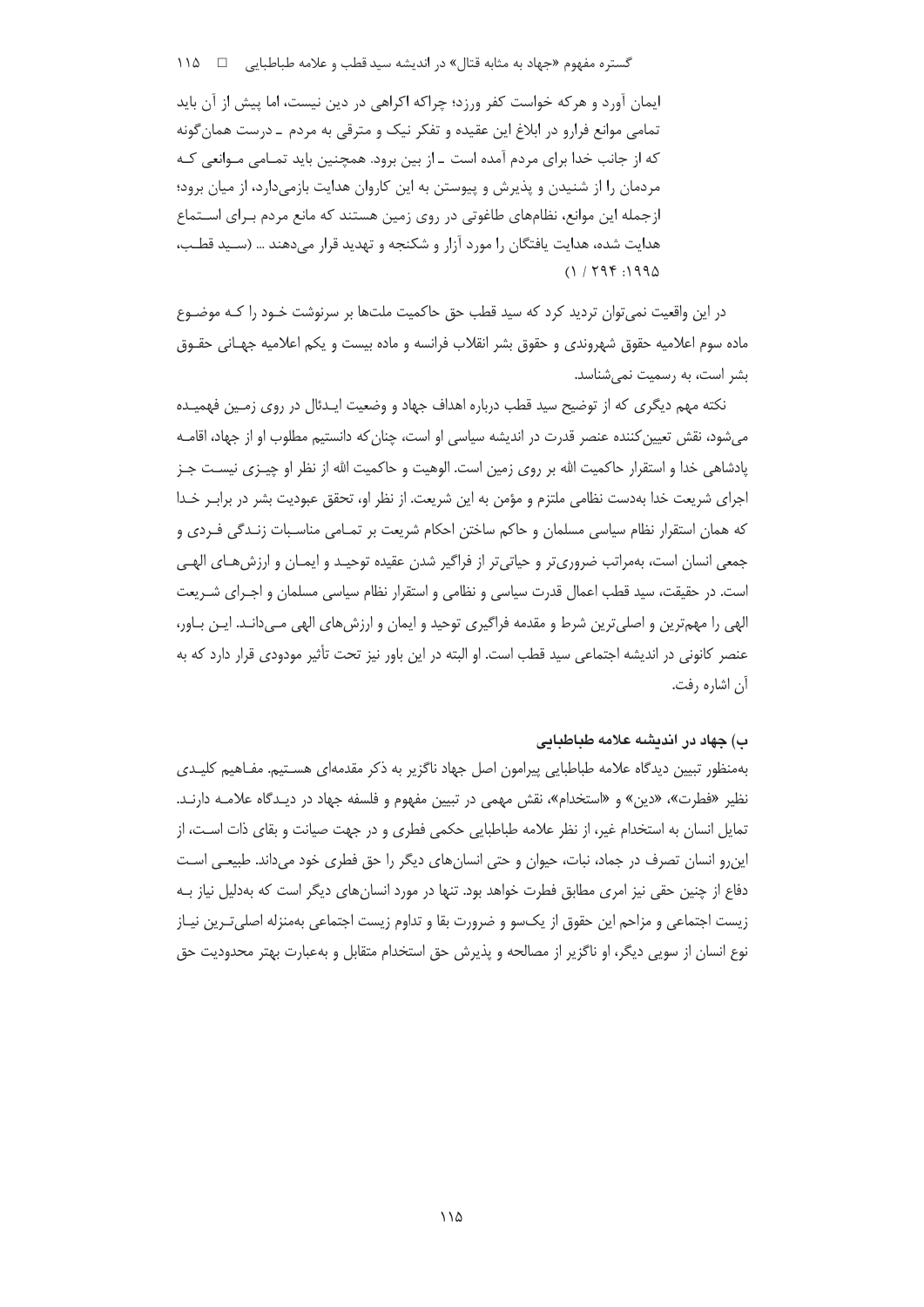ایمان آورد و هرکه خواست کفر ورزد؛ چراکه اکراهی در دین نیست، اما پیش از آن باید تمامی موانع فرارو در ابلاغ این عقیده و تفکر نیک و مترقی به مردم ـ درست همان‌گونه که از جانب خدا برای مردم آمده است ـ از بین برود. همچنین باید تمـامی مـوانعی کـه مردمان را از شنیدن و پذیرش و پیوستن به این کاروان هدایت بازمی‌دارد، از میان برود؛ ازجمله این موانع، نظام‌های طاغوتی در روی زمین هستند که مانع مردم بـرای اسـتماع هدایت شده، هدایت یافتگان را مورد آزار و شکنجه و تهدید قرار می‌دهند ... (سـید قطـب، ۱۹۹۵: ۲۹۴ / ۱)

در این واقعیت نمی‌توان تردید کرد که سید قطب حق حاکمیت ملت‌ها بر سرنوشت خـود را کـه موضـوع ماده سوم اعلامیه حقوق شهروندی و حقوق بشر انقلاب فرانسه و ماده بیست و یکم اعلامیه جهـانی حقـوق بشر است، به رسمیت نمی‌شناسد.

نکته مهم دیگری که از توضیح سید قطب درباره اهداف جهاد و وضعیت ایـدئال در روی زمـین فهمیـده می‌شود، نقش تعیین‌کننده عنصر قدرت در اندیشه سیاسی او است، چنان‌که دانستیم مطلوب او از جهاد، اقامـه پادشاهی خدا و استقرار حاکمیت الله بر روی زمین است. الوهیت و حاکمیت الله از نظر او چیـزی نیسـت جـز اجرای شریعت خدا به‌دست نظامی ملتزم و مؤمن به این شریعت. از نظر او، تحقق عبودیت بشر در برابـر خـدا که همان استقرار نظام سیاسی مسلمان و حاکم ساختن احکام شریعت بر تمـامی مناسـبات زنـدگی فـردی و جمعی انسان است، به‌مراتب ضروری‌تر و حیاتی‌تر از فراگیر شدن عقیده توحیـد و ایمـان و ارزش‌هـای الهـی است. در حقیقت، سید قطب اعمال قدرت سیاسی و نظامی و استقرار نظام سیاسی مسلمان و اجـرای شـریعت الهی را مهم‌ترین و اصلی‌ترین شرط و مقدمه فراگیری توحید و ایمان و ارزش‌های الهی مـی‌دانـد. ایـن بـاور، عنصر کانونی در اندیشه اجتماعی سید قطب است. او البته در این باور نیز تحت تأثیر مودودی قرار دارد که به آن اشاره رفت.

### ب) جهاد در اندیشه علامه طباطبایی

به‌منظور تبیین دیدگاه علامه طباطبایی پیرامون اصل جهاد ناگزیر به ذکر مقدمه‌ای هسـتیم. مفـاهیم کلیـدی نظیر «فطرت»، «دین» و «استخدام»، نقش مهمی در تبیین مفهوم و فلسفه جهاد در دیـدگاه علامـه دارنـد. تمایل انسان به استخدام غیر، از نظر علامه طباطبایی حکمی فطری و در جهت صیانت و بقای ذات اسـت، از این‌رو انسان تصرف در جماد، نبات، حیوان و حتی انسان‌های دیگر را حق فطری خود می‌داند. طبیعـی اسـت دفاع از چنین حقی نیز امری مطابق فطرت خواهد بود. تنها در مورد انسان‌های دیگر است که به‌دلیل نیاز بـه زیست اجتماعی و مزاحم این حقوق از یک‌سو و ضرورت بقا و تداوم زیست اجتماعی به‌منزله اصلی‌تـرین نیـاز نوع انسان از سویی دیگر، او ناگزیر از مصالحه و پذیرش حق استخدام متقابل و به‌عبارت بهتر محدودیت حق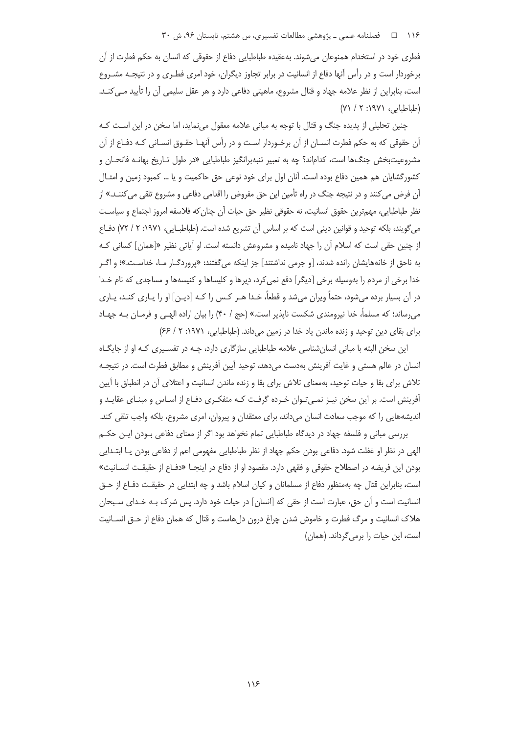فطری خود در استخدام همنوعان می‌شوند. به‌عقیده طباطبایی دفاع از حقوقی که انسان به حکم فطرت از آن برخوردار است و در رأس آنها دفاع از انسانیت در برابر تجاوز دیگران، خود امری فطـری و در نتیجـه مشـروع است، بنابراین از نظر علامه جهاد و قتال مشروع، ماهیتی دفاعی دارد و هر عقل سلیمی آن را تأیید مـی‌کنـد. (طباطبایی، ۱۹۷۱: ۲ / ۷۱)

چنین تحلیلی از پدیده جنگ و قتال با توجه به مبانی علامه معقول می‌نماید، اما سخن در این اسـت کـه آن حقوقی که به حکم فطرت انسـان از آن برخـوردار اسـت و در رأس آنهـا حقـوق انسـانی کـه دفـاع از آن مشروعیت‌بخش جنگ‌ها است، کدام‌اند؟ چه به تعبیر تنبه‌برانگیز طباطبایی «در طول تـاریخ بهانـه فاتحـان و کشورگشایان هم همین دفاع بوده است. آنان اول برای خود نوعی حق حاکمیت و یا ... کمبود زمین و امثـال آن فرض می‌کنند و در نتیجه جنگ در راه تأمین این حق مفروض را اقدامی دفاعی و مشروع تلقی می‌کننـد.» از نظر طباطبایی، مهم‌ترین حقوق انسانیت، نه حقوقی نظیر حق حیات آن چنان‌که فلاسفه امروز اجتماع و سیاسـت می‌گویند، بلکه توحید و قوانین دینی است که بر اساس آن تشریع شده است. (طباطبـایی، ۱۹۷۱: ۲ / ۷۲) دفـاع از چنین حقی است که اسلام آن را جهاد نامیده و مشروعش دانسته است. او آیاتی نظیر «[همان] کسانی کـه به ناحق از خانه‌هایشان رانده شدند، [و جرمی نداشتند] جز اینکه می‌گفتند: «پروردگـار مـا، خداسـت.»؛ و اگـر خدا برخی از مردم را به‌وسیله برخی [دیگر] دفع نمی‌کرد، دیرها و کلیساها و کنیسه‌ها و مساجدی که نام خـدا در آن بسیار برده می‌شود، حتماً ویران می‌شد و قطعاً، خـدا هـر کـس را کـه [دیـن] او را یـاری کنـد، یـاری می‌رساند؛ که مسلماً، خدا نیرومندی شکست ناپذیر است.» (حج / ۴۰) را بیان اراده الهـی و فرمـان بـه جهـاد برای بقای دین توحید و زنده ماندن یاد خدا در زمین می‌داند. (طباطبایی، ۱۹۷۱: ۲ / ۶۶)

این سخن البته با مبانی انسان‌شناسی علامه طباطبایی سازگاری دارد، چـه در تفسـیری کـه او از جایگـاه انسان در عالم هستی و غایت آفرینش به‌دست می‌دهد، توحید آیین آفرینش و مطابق فطرت است. در نتیجـه تلاش برای بقا و حیات توحید، به‌معنای تلاش برای بقا و زنده ماندن انسانیت و اعتلای آن در انطباق با آیین آفرینش است. بر این سخن نیـز نمـی‌تـوان خـرده گرفـت کـه متفکـری دفـاع از اسـاس و مبنـای عقایـد و اندیشه‌هایی را که موجب سعادت انسان می‌داند، برای معتقدان و پیروان، امری مشروع، بلکه واجب تلقی کند.

بررسی مبانی و فلسفه جهاد در دیدگاه طباطبایی تمام نخواهد بود اگر از معنای دفاعی بـودن ایـن حکـم الهی در نظر او غفلت شود. دفاعی بودن حکم جهاد از نظر طباطبایی مفهومی اعم از دفاعی بودن یـا ابتـدایی بودن این فریضه در اصطلاح حقوقی و فقهی دارد. مقصود او از دفاع در اینجـا «دفـاع از حقیقـت انسـانیت» است، بنابراین قتال چه به‌منظور دفاع از مسلمانان و کیان اسلام باشد و چه ابتدایی در حقیقـت دفـاع از حـق انسانیت است و آن حق، عبارت است از حقی که [انسان] در حیات خود دارد. پس شرک بـه خـدای سـبحان هلاک انسانیت و مرگ فطرت و خاموش شدن چراغ درون دل‌هاست و قتال که همان دفاع از حـق انسـانیت است، این حیات را برمی‌گرداند. (همان)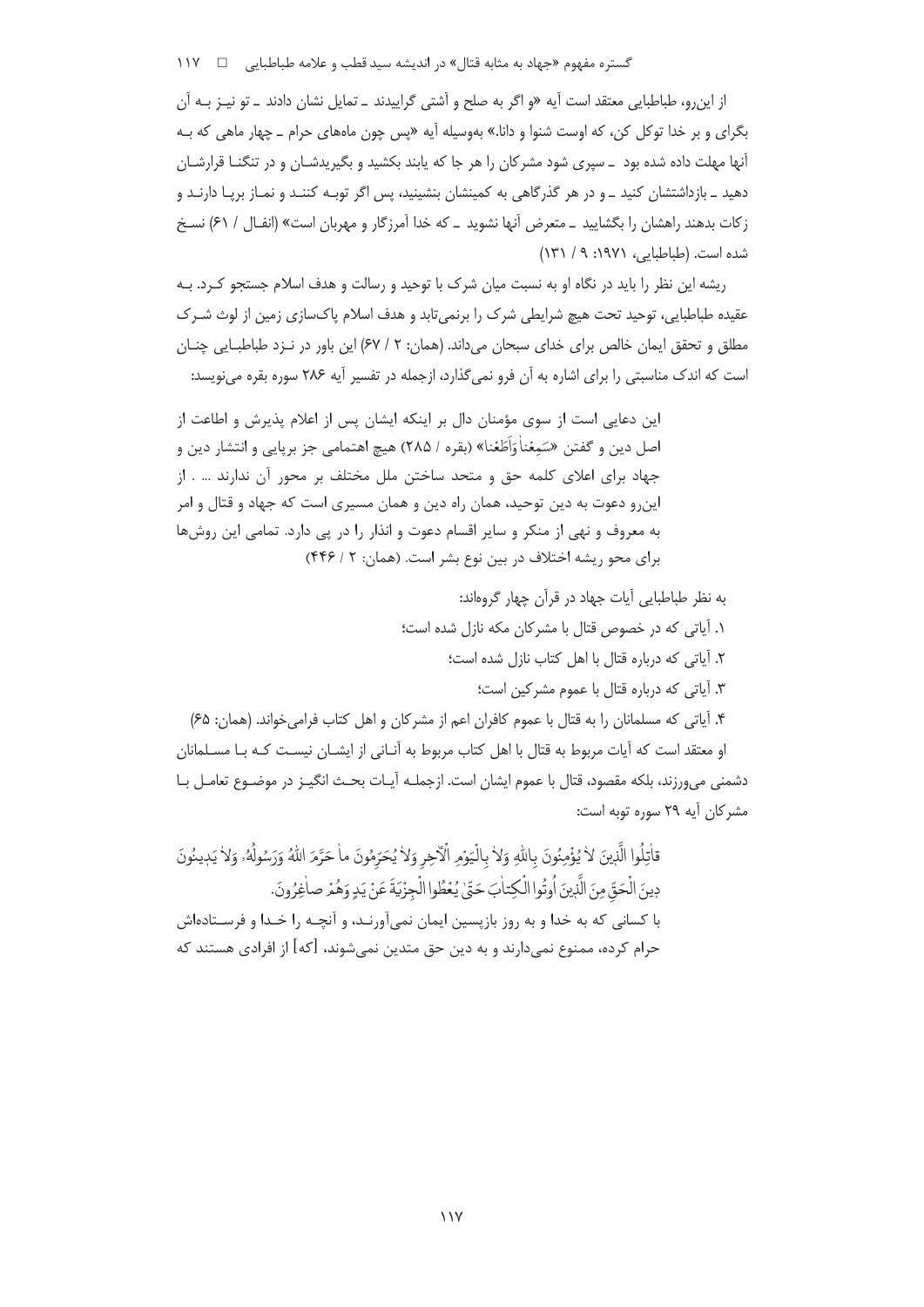از این‌رو، طباطبایی معتقد است آیه «و اگر به صلح و آشتی گراییدند ـ تمایل نشان دادند ـ تو نیـز بـه آن بگرای و بر خدا توکل کن، که اوست شنوا و دانا.» به‌وسیله آیه «پس چون ماه‌های حرام ـ چهار ماهی که بـه آنها مهلت داده شده بود ـ سپری شود مشرکان را هر جا که یابند بکشید و بگیریدشـان و در تنگنـا قرارشـان دهید ـ بازداشتشان کنید ـ و در هر گذرگاهی به کمینشان بنشینید، پس اگر توبـه کننـد و نمـاز برپـا دارنـد و زکات بدهند راهشان را بگشایید ـ متعرض آنها نشوید ـ که خدا آمرزگار و مهربان است» (انفـال / ۶۱) نسـخ شده است. (طباطبایی، ۱۹۷۱: ۹ / ۱۳۱)

ریشه این نظر را باید در نگاه او به نسبت میان شرک با توحید و رسالت و هدف اسلام جستجو کـرد. بـه عقیده طباطبایی، توحید تحت هیچ شرایطی شرک را برنمی‌تابد و هدف اسلام پاک‌سازی زمین از لوث شـرک مطلق و تحقق ایمان خالص برای خدای سبحان می‌داند. (همان: ۲ / ۶۷) این باور در نـزد طباطبـایی چنـان است که اندک مناسبتی را برای اشاره به آن فرو نمی‌گذارد، ازجمله در تفسیر آیه ۲۸۶ سوره بقره می‌نویسد:

> این دعایی است از سوی مؤمنان دال بر اینکه ایشان پس از اعلام پذیرش و اطاعت از اصل دین و گفتن «سَمِعْنا وَأَطَعْنا» (بقره / ۲۸۵) هیچ اهتمامی جز برپایی و انتشار دین و جهاد برای اعلای کلمه حق و متحد ساختن ملل مختلف بر محور آن ندارند ... . از این‌رو دعوت به دین توحید، همان راه دین و همان مسیری است که جهاد و قتال و امر به معروف و نهی از منکر و سایر اقسام دعوت و انذار را در پی دارد. تمامی این روش‌ها برای محو ریشه اختلاف در بین نوع بشر است. (همان: ۲ / ۴۴۶)

به نظر طباطبایی آیات جهاد در قرآن چهار گروه‌اند:

۱. آیاتی که در خصوص قتال با مشرکان مکه نازل شده است؛

۲. آیاتی که درباره قتال با اهل کتاب نازل شده است؛

۳. آیاتی که درباره قتال با عموم مشرکین است؛

۴. آیاتی که مسلمانان را به قتال با عموم کافران اعم از مشرکان و اهل کتاب فرامی‌خواند. (همان: ۶۵)

او معتقد است که آیات مربوط به قتال با اهل کتاب مربوط به آنـانی نیسـت کـه بـا مسـلمانان دشمنی می‌ورزند، بلکه مقصود، قتال با عموم ایشان است. ازجملـه آیـات بحـث انگیـز در موضـوع تعامـل بـا مشرکان آیه ۲۹ سوره توبه است:

قاتِلُوا الَّذِینَ لا یُؤْمِنُونَ بِاللهِ وَلا بِالْیَوْمِ الْآخِرِ وَلا یُحَرِّمُونَ ما حَرَّمَ اللهُ وَرَسُولُهُ وَلا یَدِینُونَ دِینَ الْحَقِّ مِنَ الَّذِینَ أُوتُوا الْکِتابَ حَتَّی یُعْطُوا الْجِزْیَةَ عَنْ یَدٍ وَهُمْ صاغِرُونَ.

با کسانی که به خدا و به روز بازپسین ایمان نمی‌آورنـد، و آنچـه را خـدا و فرسـتاده‌اش حرام کرده، ممنوع نمی‌دارند و به دین حق متدین نمی‌شوند، [که] از افرادی هستند که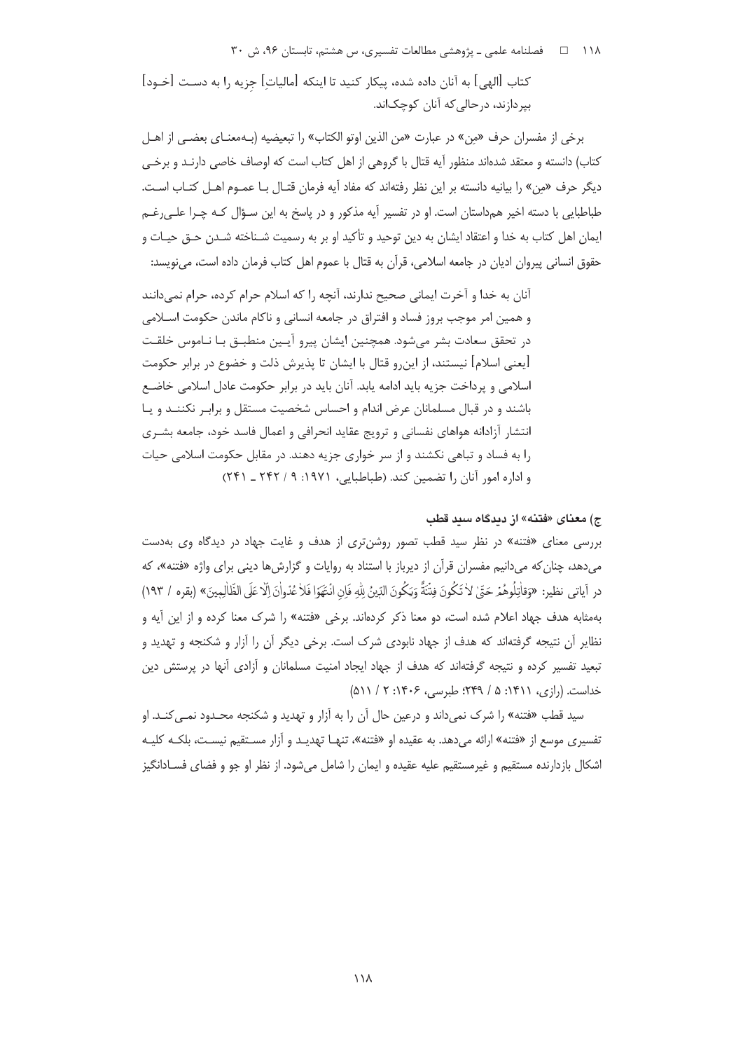کتاب [الهی] به آنان داده شده، پیکار کنید تا اینکه [مالیاتِ] جزیه را به دست [خود] بپردازند، درحالی‌که آنان کوچک‌اند.

برخی از مفسران حرف «مِن» در عبارت «من الذین اوتو الکتاب» را تبعیضیه (به‌معنای بعضی از اهل کتاب) دانسته و معتقد شده‌اند منظور آیه قتال با گروهی از اهل کتاب است که اوصاف خاصی دارند و برخی دیگر حرف «مِن» را بیانیه دانسته بر این نظر رفته‌اند که مفاد آیه فرمان قتال با عموم اهل کتاب است. طباطبایی با دسته اخیر همداستان است. او در تفسیر آیه مذکور و در پاسخ به این سؤال که چرا علی‌رغم ایمان اهل کتاب به خدا و اعتقاد ایشان به دین توحید و تأکید او بر به رسمیت شناخته شدن حق حیات و حقوق انسانی پیروان ادیان در جامعه اسلامی، قرآن به قتال با عموم اهل کتاب فرمان داده است، می‌نویسد:

> آنان به خدا و آخرت ایمانی صحیح ندارند، آنچه را که اسلام حرام کرده، حرام نمی‌دانند و همین امر موجب بروز فساد و افتراق در جامعه انسانی و ناکام ماندن حکومت اسلامی در تحقق سعادت بشر می‌شود. همچنین ایشان پیرو آیین منطبق با ناموس خلقت [یعنی اسلام] نیستند، از این‌رو قتال با ایشان تا پذیرش ذلت و خضوع در برابر حکومت اسلامی و پرداخت جزیه باید ادامه یابد. آنان باید در برابر حکومت عادل اسلامی خاضع باشند و در قبال مسلمانان عرض اندام و احساس شخصیت مستقل و برابر نکنند و یا انتشار آزادانه هواهای نفسانی و ترویج عقاید انحرافی و اعمال فاسد خود، جامعه بشری را به فساد و تباهی نکشند و از سر خواری جزیه دهند. در مقابل حکومت اسلامی حیات و اداره امور آنان را تضمین کند. (طباطبایی، ۱۹۷۱: ۹ / ۲۴۲ ـ ۲۴۱)

### ج) معنای «فتنه» از دیدگاه سید قطب

بررسی معنای «فتنه» در نظر سید قطب تصور روشن‌تری از هدف و غایت جهاد در دیدگاه وی به‌دست می‌دهد، چنان‌که می‌دانیم مفسران قرآن از دیرباز با استناد به روایات و گزارش‌ها دینی برای واژه «فتنه»، که در آیاتی نظیر: «وَقَاتِلُوهُمْ حَتَّىٰ لَا تَكُونَ فِتْنَةٌ وَيَكُونَ الدِّينُ لِلَّهِ فَإِنِ انْتَهَوْا فَلَا عُدْوَانَ إِلَّا عَلَى الظَّالِمِينَ» (بقره / ۱۹۳) به‌مثابه هدف جهاد اعلام شده است، دو معنا ذکر کرده‌اند. برخی «فتنه» را شرک معنا کرده و از این آیه و نظایر آن نتیجه گرفته‌اند که هدف از جهاد نابودی شرک است. برخی دیگر آن را آزار و شکنجه و تهدید و تبعید تفسیر کرده و نتیجه گرفته‌اند که هدف از جهاد ایجاد امنیت مسلمانان و آزادی آنها در پرستش دین خداست. (رازی، ۱۴۱۱: ۵ / ۲۴۹؛ طبرسی، ۱۴۰۶: ۲ / ۵۱۱)

سید قطب «فتنه» را شرک نمی‌داند و درعین حال آن را به آزار و تهدید و شکنجه محدود نمی‌کند. او تفسیری موسع از «فتنه» ارائه می‌دهد. به عقیده او «فتنه»، تنها تهدید و آزار مستقیم نیست، بلکه کلیه اشکال بازدارنده مستقیم و غیرمستقیم علیه عقیده و ایمان را شامل می‌شود. از نظر او جو و فضای فسادانگیز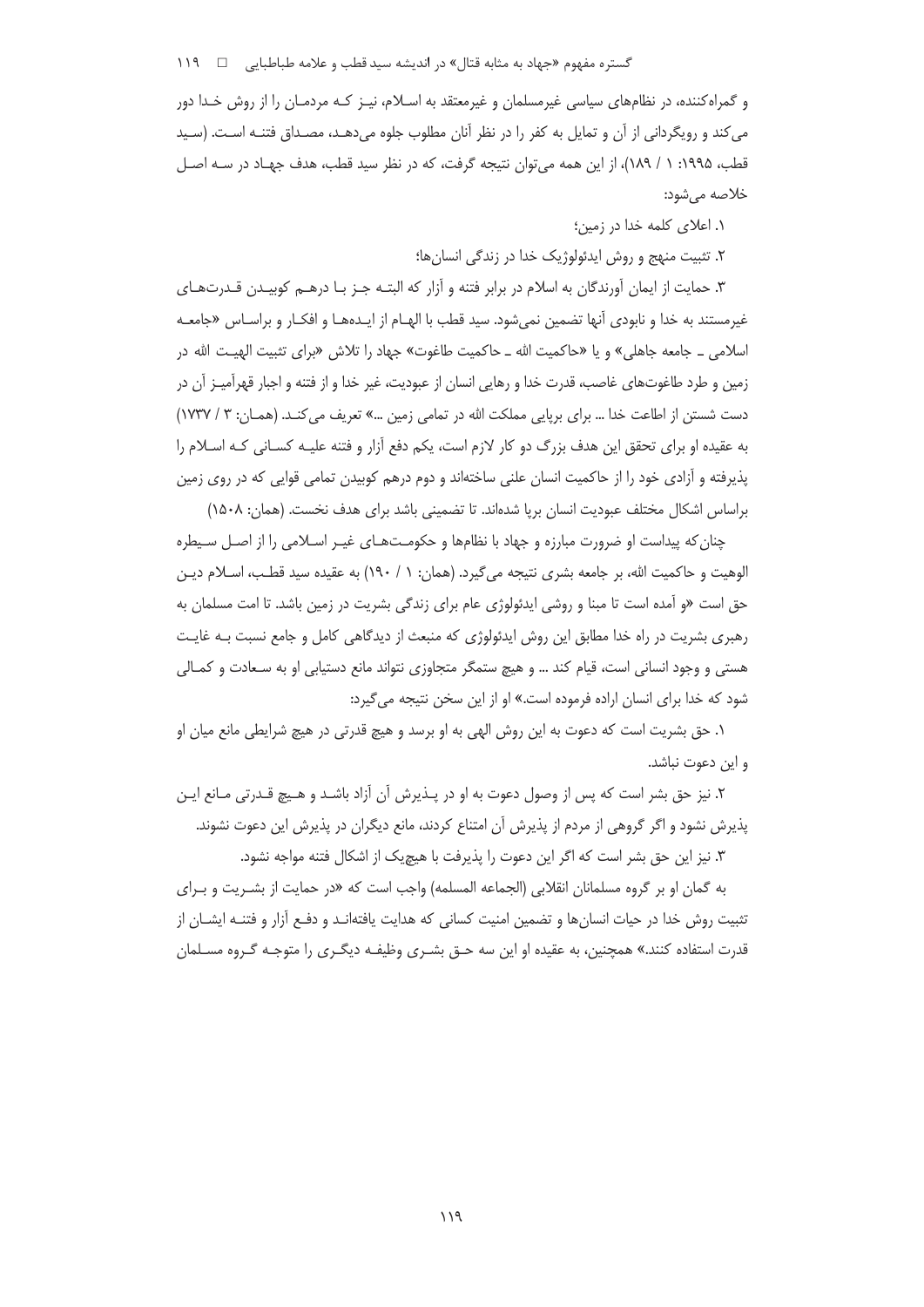و گمراه‌کننده، در نظام‌های سیاسی غیرمسلمان و غیرمعتقد به اسلام، نیز که مردمان را از روش خدا دور می‌کند و رویگردانی از آن و تمایل به کفر را در نظر آنان مطلوب جلوه می‌دهد، مصداق فتنه است. (سید قطب، ۱۹۹۵: ۱ / ۱۸۹)، از این همه می‌توان نتیجه گرفت، که در نظر سید قطب، هدف جهاد در سه اصل خلاصه می‌شود:

۱. اعلای کلمه خدا در زمین؛

۲. تثبیت منهج و روش ایدئولوژیک خدا در زندگی انسان‌ها؛

۳. حمایت از ایمان آورندگان به اسلام در برابر فتنه و آزار که البته جز با درهم کوبیدن قدرت‌های غیرمستند به خدا و نابودی آنها تضمین نمی‌شود. سید قطب با الهام از ایده‌ها و افکار و براساس «جامعه اسلامی ـ جامعه جاهلی» و یا «حاکمیت الله ـ حاکمیت طاغوت» جهاد را تلاش «برای تثبیت الهیت الله در زمین و طرد طاغوت‌های غاصب، قدرت خدا و رهایی انسان از عبودیت، غیر خدا و از فتنه و اجبار قهرآمیز آن در دست شستن از اطاعت خدا ... برای برپایی مملکت الله در تمامی زمین ...» تعریف می‌کند. (همان: ۳ / ۱۷۳۷) به عقیده او برای تحقق این هدف بزرگ دو کار لازم است، یکم دفع آزار و فتنه علیه کسانی که اسلام را پذیرفته و آزادی خود را از حاکمیت انسان علنی ساخته‌اند و دوم درهم کوبیدن تمامی قوایی که در روی زمین براساس اشکال مختلف عبودیت انسان برپا شده‌اند. تا تضمینی باشد برای هدف نخست. (همان: ۱۵۰۸)

چنان‌که پیداست او ضرورت مبارزه و جهاد با نظام‌ها و حکومت‌های غیر اسلامی را از اصل سیطره الوهیت و حاکمیت الله، بر جامعه بشری نتیجه می‌گیرد. (همان: ۱ / ۱۹۰) به عقیده سید قطب، اسلام دین حق است «و آمده است تا مبنا و روشی ایدئولوژی عام برای زندگی بشریت در زمین باشد. تا امت مسلمان به رهبری بشریت در راه خدا مطابق این روش ایدئولوژی که منبعث از دیدگاهی کامل و جامع نسبت به غایت هستی و وجود انسانی است، قیام کند ... و هیچ ستمگر متجاوزی نتواند مانع دستیابی او به سعادت و کمالی شود که خدا برای انسان اراده فرموده است.» او از این سخن نتیجه می‌گیرد:

۱. حق بشریت است که دعوت به این روش الهی به او برسد و هیچ قدرتی در هیچ شرایطی مانع میان او و این دعوت نباشد.

۲. نیز حق بشر است که پس از وصول دعوت به او در پذیرش آن آزاد باشد و هیچ قدرتی مانع این پذیرش نشود و اگر گروهی از مردم از پذیرش آن امتناع کردند، مانع دیگران در پذیرش این دعوت نشوند.

۳. نیز این حق بشر است که اگر این دعوت را پذیرفت با هیچ‌یک از اشکال فتنه مواجه نشود.

به گمان او بر گروه مسلمانان انقلابی (الجماعه المسلمه) واجب است که «در حمایت از بشریت و برای تثبیت روش خدا در حیات انسان‌ها و تضمین امنیت کسانی که هدایت یافته‌اند و دفع آزار و فتنه ایشان از قدرت استفاده کنند.» همچنین، به عقیده او این سه حق بشری وظیفه دیگری را متوجه گروه مسلمان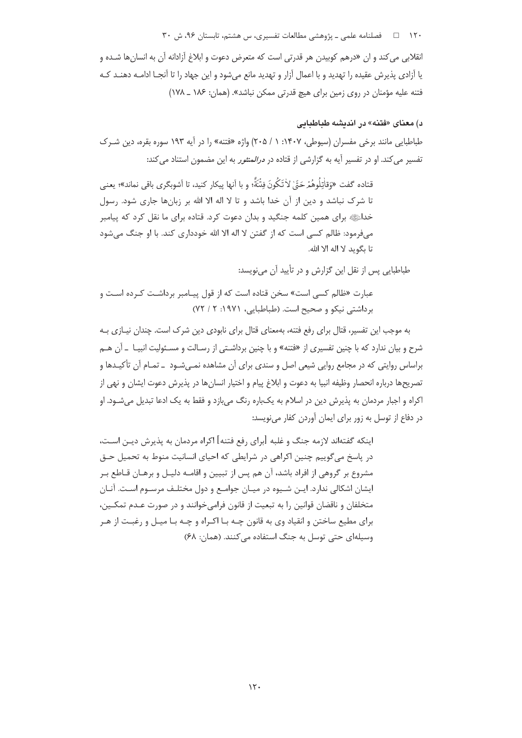انقلابی می‌کند و آن «درهم کوبیدن هر قدرتی است که متعرض دعوت و ابلاغ آزادانه آن به انسان‌ها شده و یا آزادی پذیرش عقیده را تهدید و با اعمال آزار و تهدید مانع می‌شود و این جهاد را تا آنجا ادامه دهند که فتنه علیه مؤمنان در روی زمین برای هیچ قدرتی ممکن نباشد». (همان: ۱۸۶ ـ ۱۷۸)

### د) معنای «فتنه» در اندیشه طباطبایی

طباطبایی مانند برخی مفسران (سیوطی، ۱۴۰۷: ۱ / ۲۰۵) واژه «فتنه» را در آیه ۱۹۳ سوره بقره، دین شرک تفسیر می‌کند. او در تفسیر آیه به گزارشی از قتاده در *درالمنثور* به این مضمون استناد می‌کند:

> قتاده گفت «وَقَاتِلُوهُمْ حَتَّىٰ لَا تَكُونَ فِتْنَةٌ؛ و با آنها پیکار کنید، تا آشوبگری باقی نماند»؛ یعنی تا شرک نباشد و دین از آن خدا باشد و تا لا اله الا الله بر زبان‌ها جاری شود. رسول خدا ﷺ برای همین کلمه جنگید و بدان دعوت کرد. قتاده برای ما نقل کرد که پیامبر می‌فرمود: ظالم کسی است که از گفتن لا اله الا الله خودداری کند. با او جنگ می‌شود تا بگوید لا اله الا الله.

طباطبایی پس از نقل این گزارش و در تأیید آن می‌نویسد:

> عبارت «ظالم کسی است» سخن قتاده است که از قول پیامبر برداشت کرده است و برداشتی نیکو و صحیح است. (طباطبایی، ۱۹۷۱: ۲ / ۷۲)

به موجب این تفسیر، قتال برای رفع فتنه، به‌معنای قتال برای نابودی دین شرک است. چندان نیازی به شرح و بیان ندارد که با چنین تفسیری از «فتنه» و با چنین برداشتی از رسالت و مسئولیت انبیا ـ آن هم براساس روایتی که در مجامع روایی شیعی اصل و سندی برای آن مشاهده نمی‌شود ـ تمام آن تأکیدها و تصریح‌ها درباره انحصار وظیفه انبیا به دعوت و ابلاغ پیام و اختیار انسان‌ها در پذیرش دعوت ایشان و نهی از اکراه و اجبار مردمان به پذیرش دین در اسلام به یک‌باره رنگ می‌بازد و فقط به یک ادعا تبدیل می‌شود. او در دفاع از توسل به زور برای ایمان آوردن کفار می‌نویسد:

> اینکه گفته‌اند لازمه جنگ و غلبه [برای رفع فتنه] اکراه مردمان به پذیرش دین است، در پاسخ می‌گوییم چنین اکراهی در شرایطی که احیای انسانیت منوط به تحمیل حق مشروع بر گروهی از افراد باشد، آن هم پس از تبیین و اقامه دلیل و برهان قاطع بر ایشان اشکالی ندارد. این شیوه در میان جوامع و دول مختلف مرسوم است. آنان متخلفان و ناقضان قوانین را به تبعیت از قانون فرامی‌خوانند و در صورت عدم تمکین، برای مطیع ساختن و انقیاد وی به قانون چه با اکراه و چه با میل و رغبت از هر وسیله‌ای حتی توسل به جنگ استفاده می‌کنند. (همان: ۶۸)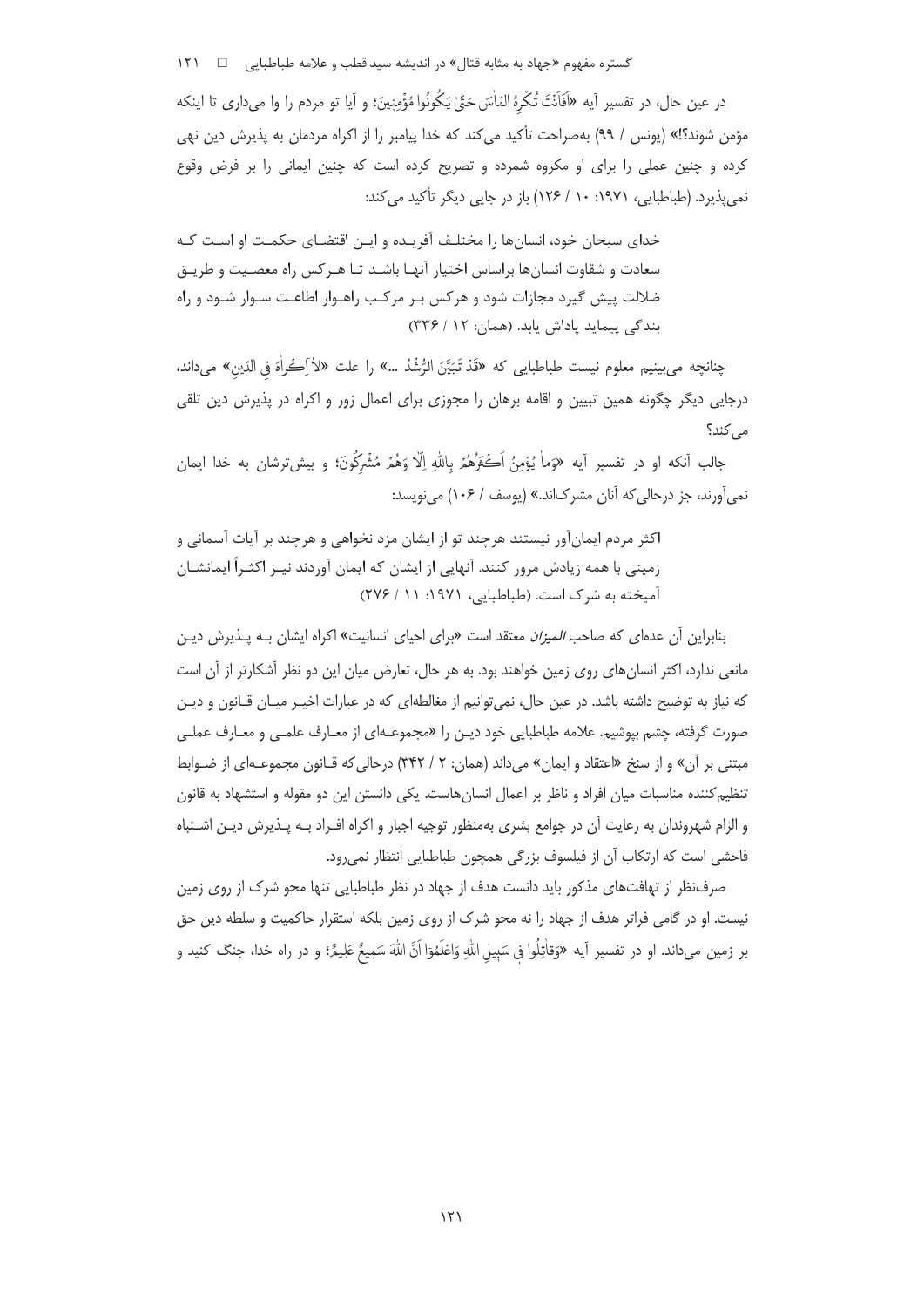در عین حال، در تفسیر آیه «اَفَاَنْتَ تُكْرِهُ النّاسَ حَتّىٰ يَكُونُوا مُؤْمِنِينَ؛ و آیا تو مردم را وا می‌داری تا اینکه مؤمن شوند؟!» (یونس / ۹۹) به‌صراحت تأکید می‌کند که خدا پیامبر را از اکراه مردمان به پذیرش دین نهی کرده و چنین عملی را برای او مکروه شمرده و تصریح کرده است که چنین ایمانی را بر فرض وقوع نمی‌پذیرد. (طباطبایی، ۱۹۷۱: ۱۰ / ۱۲۶) باز در جایی دیگر تأکید می‌کند:

> خدای سبحان خود، انسان‌ها را مختلف آفریده و این اقتضای حکمت او است که سعادت و شقاوت انسان‌ها براساس اختیار آنها باشد تا هرکس راه معصیت و طریق ضلالت پیش گیرد مجازات شود و هرکس بر مرکب راهوار اطاعت سوار شود و راه بندگی پیماید پاداش یابد. (همان: ۱۲ / ۳۳۶)

چنانچه می‌بینیم معلوم نیست طباطبایی که «قَدْ تَبَيَّنَ الرُّشْدُ ...» را علت «لاٰ اِكْرٰاهَ فِى الدّينِ» می‌داند، درجایی دیگر چگونه همین تبیین و اقامه برهان را مجوزی برای اعمال زور و اکراه در پذیرش دین تلقی می‌کند؟

جالب آنکه او در تفسیر آیه «وَماٰ يُؤْمِنُ اَكْثَرُهُمْ بِاللّٰهِ اِلّا وَهُمْ مُشْرِكُونَ؛ و بیش‌ترشان به خدا ایمان نمی‌آورند، جز درحالی‌که آنان مشرک‌اند.» (یوسف / ۱۰۶) می‌نویسد:

> اکثر مردم ایمان‌آور نیستند هرچند تو از ایشان مزد نخواهی و هرچند بر آیات آسمانی و زمینی با همه زیادش مرور کنند. آنهایی از ایشان که ایمان آوردند نیز اکثراً ایمانشان آمیخته به شرک است. (طباطبایی، ۱۹۷۱: ۱۱ / ۲۷۶)

بنابراین آن عده‌ای که صاحب *المیزان* معتقد است «برای احیای انسانیت» اکراه ایشان به پذیرش دین مانعی ندارد، اکثر انسان‌های روی زمین خواهند بود. به هر حال، تعارض میان این دو نظر آشکارتر از آن است که نیاز به توضیح داشته باشد. در عین حال، نمی‌توانیم از مغالطه‌ای که در عبارات اخیر میان قانون و دین صورت گرفته، چشم بپوشیم. علامه طباطبایی خود دین را «مجموعه‌ای از معارف علمی و معارف عملی مبتنی بر آن» و از سنخ «اعتقاد و ایمان» می‌داند (همان: ۲ / ۳۴۲) درحالی‌که قانون مجموعه‌ای از ضوابط تنظیم‌کننده مناسبات میان افراد و ناظر بر اعمال انسان‌هاست. یکی دانستن این دو مقوله و استشهاد به قانون و الزام شهروندان به رعایت آن در جوامع بشری به‌منظور توجیه اجبار و اکراه افراد به پذیرش دین اشتباه فاحشی است که ارتکاب آن از فیلسوف بزرگی همچون طباطبایی انتظار نمی‌رود.

صرف‌نظر از تهافت‌های مذکور باید دانست هدف از جهاد در نظر طباطبایی تنها محو شرک از روی زمین نیست. او در گامی فراتر هدف از جهاد را نه محو شرک از روی زمین بلکه استقرار حاکمیت و سلطه دین حق بر زمین می‌داند. او در تفسیر آیه «وَقاٰتِلُوا فى سَبيلِ اللّٰهِ وَاعْلَمُوٓا اَنَّ اللّٰهَ سَميعٌ عَليمٌ؛ و در راه خدا، جنگ کنید و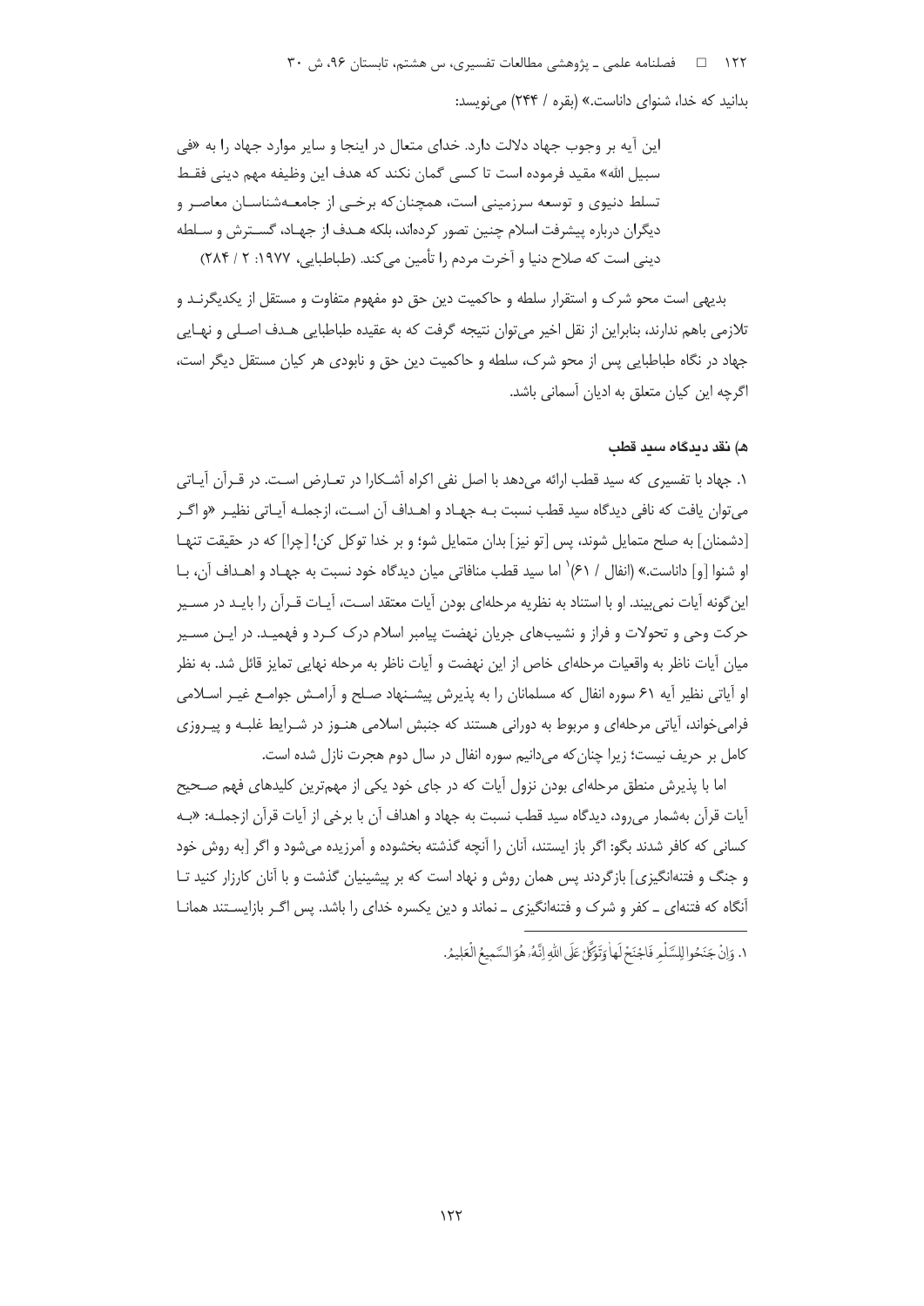بدانید که خدا، شنوای داناست.» (بقره / ۲۴۴) می‌نویسد:

این آیه بر وجوب جهاد دلالت دارد. خدای متعال در اینجا و سایر موارد جهاد را به «فی سبیل الله» مقید فرموده است تا کسی گمان نکند که هدف این وظیفه مهم دینی فقط تسلط دنیوی و توسعه سرزمینی است، همچنان‌که برخی از جامعه‌شناسان معاصر و دیگران درباره پیشرفت اسلام چنین تصور کرده‌اند، بلکه هدف از جهاد، گسترش و سلطه دینی است که صلاح دنیا و آخرت مردم را تأمین می‌کند. (طباطبایی، ۱۹۷۷: ۲ / ۲۸۴)

بدیهی است محو شرک و استقرار سلطه و حاکمیت دین حق دو مفهوم متفاوت و مستقل از یکدیگرند و تلازمی باهم ندارند، بنابراین از نقل اخیر می‌توان نتیجه گرفت که به عقیده طباطبایی هدف اصلی و نهایی جهاد در نگاه طباطبایی پس از محو شرک، سلطه و حاکمیت دین حق و نابودی هر کیان مستقل دیگر است، اگرچه این کیان متعلق به ادیان آسمانی باشد.

### هـ) نقد دیدگاه سید قطب

۱. جهاد با تفسیری که سید قطب ارائه می‌دهد با اصل نفی اکراه آشکارا در تعارض است. در قرآن آیاتی می‌توان یافت که نافی دیدگاه سید قطب نسبت بـه جهاد و اهـداف آن اسـت، ازجملـه آیـاتی نظیـر «و اگـر [دشمنان] به صلح متمایل شوند، پس [تو نیز] بدان متمایل شو؛ و بر خدا توکل کن! [چرا] که در حقیقت تنها او شنوا [و] داناست.» (انفال / ۶۱)[1] اما سید قطب منافاتی میان دیدگاه خود نسبت به جهاد و اهـداف آن، بـا این‌گونه آیات نمی‌بیند. او با استناد به نظریه مرحله‌ای بودن آیات معتقد اسـت، آیـات قـرآن را بایـد در مسـیر حرکت وحی و تحولات و فراز و نشیب‌های جریان نهضت پیامبر اسلام درک کـرد و فهمیـد. در ایـن مسـیر میان آیات ناظر به واقعیات مرحله‌ای خاص از این نهضت و آیات ناظر به مرحله نهایی تمایز قائل شد. به نظر او آیاتی نظیر آیه ۶۱ سوره انفال که مسلمانان را به پذیرش پیشـنهاد صـلح و آرامـش جوامـع غیـر اسـلامی فرامی‌خواند، آیاتی مرحله‌ای و مربوط به دورانی هستند که جنبش اسلامی هنـوز در شـرایط غلبـه و پیـروزی کامل بر حریف نیست؛ زیرا چنان‌که می‌دانیم سوره انفال در سال دوم هجرت نازل شده است.

اما با پذیرش منطق مرحله‌ای بودن نزول آیات که در جای خود یکی از مهم‌ترین کلیدهای فهم صـحیح آیات قرآن به‌شمار می‌رود، دیدگاه سید قطب نسبت به جهاد و اهداف آن با برخی از آیات قرآن ازجملـه: «بـه کسانی که کافر شدند بگو: اگر باز ایستند، آنان را آنچه گذشته بخشوده و آمرزیده می‌شود و اگر [به روش خود و جنگ و فتنه‌انگیزی] بازگردند پس همان روش و نهاد است که بر پیشینیان گذشت و با آنان کارزار کنید تـا آنگاه که فتنه‌ای ـ کفر و شرک و فتنه‌انگیزی ـ نماند و دین یکسره خدای را باشد. پس اگـر بازایسـتند همانـا

---

۱. وَإِنْ جَنَحُوا لِلسَّلْمِ فَاجْنَحْ لَهَا وَتَوَكَّلْ عَلَى اللَّهِ إِنَّهُ هُوَ السَّمِيعُ الْعَلِيمُ.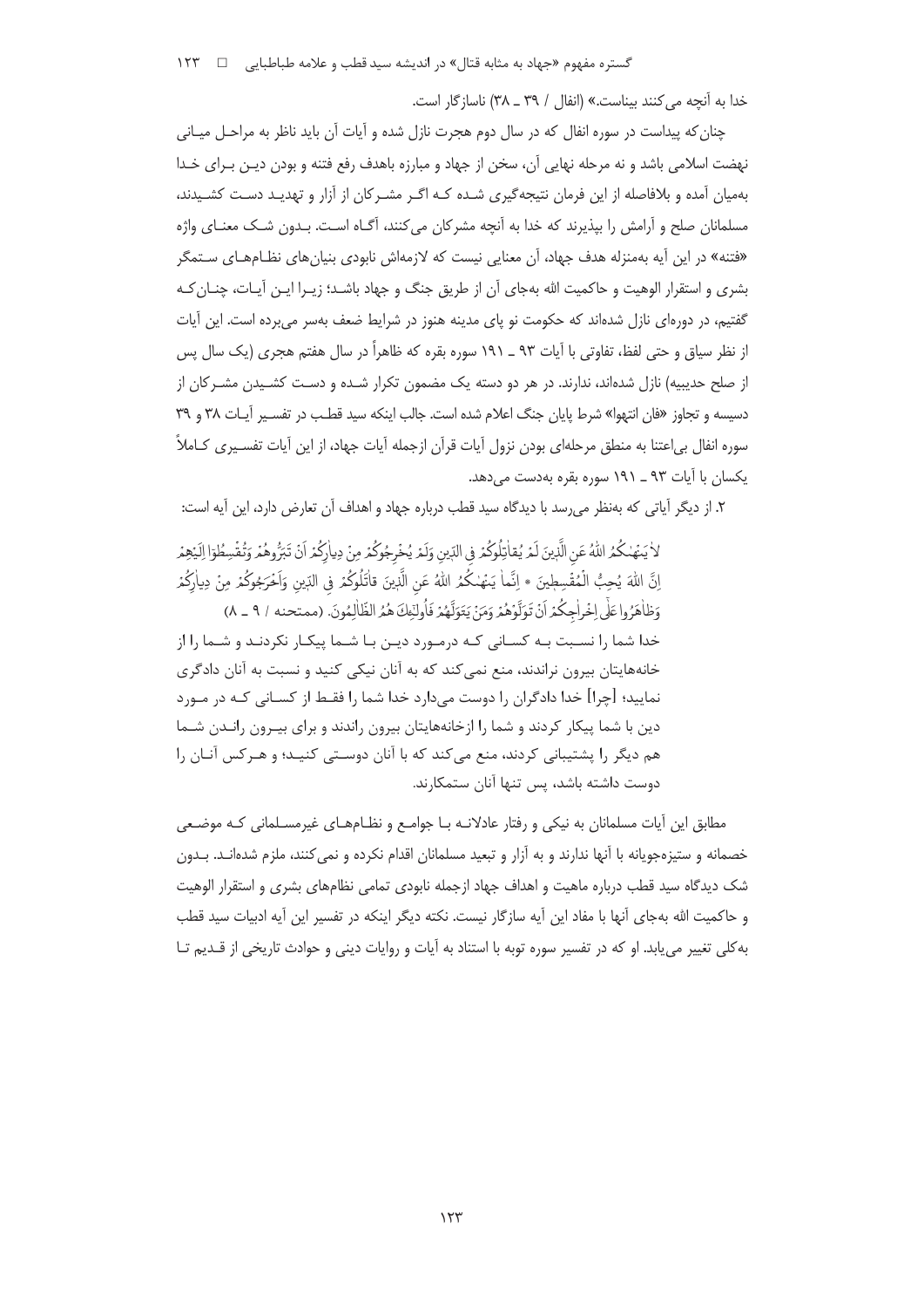خدا به آنچه می‌کنند بیناست.» (انفال / ۳۹ ـ ۳۸) ناسازگار است.

چنان‌که پیداست در سوره انفال که در سال دوم هجرت نازل شده و آیات آن باید ناظر به مراحـل میـانی نهضت اسلامی باشد و نه مرحله نهایی آن، سخن از جهاد و مبارزه باهدف رفع فتنه و بودن دیـن بـرای خـدا به‌میان آمده و بلافاصله از این فرمان نتیجه‌گیری شـده کـه اگـر مشـرکان از آزار و تهدیـد دسـت کشـیدند، مسلمانان صلح و آرامش را بپذیرند که خدا به آنچه مشرکان می‌کنند، آگـاه اسـت. بـدون شـک معنـای واژه «فتنه» در این آیه به‌منزله هدف جهاد، آن معنایی نیست که لازمه‌اش نابودی بنیان‌های نظـام‌هـای سـتمگر بشری و استقرار الوهیت و حاکمیت الله به‌جای آن از طریق جنگ و جهاد باشـد؛ زیـرا ایـن آیـات، چنـان‌کـه گفتیم، در دوره‌ای نازل شده‌اند که حکومت نو پای مدینه هنوز در شرایط ضعف به‌سر می‌برده است. این آیات از نظر سیاق و حتی لفظ، تفاوتی با آیات ۹۳ ـ ۱۹۱ سوره بقره که ظاهراً در سال هفتم هجری (یک سال پس از صلح حدیبیه) نازل شده‌اند، ندارند. در هر دو دسته یک مضمون تکرار شـده و دسـت کشـیدن مشـرکان از دسیسه و تجاوز «فان انتهوا» شرط پایان جنگ اعلام شده است. جالب اینکه سید قطـب در تفسـیر آیـات ۳۸ و ۳۹ سوره انفال بی‌اعتنا به منطق مرحله‌ای بودن نزول آیات قرآن ازجمله آیات جهاد، از این آیات تفسـیری کـاملاً یکسان با آیات ۹۳ ـ ۱۹۱ سوره بقره به‌دست می‌دهد.

۲. از دیگر آیاتی که به‌نظر می‌رسد با دیدگاه سید قطب درباره جهاد و اهداف آن تعارض دارد، این آیه است:

> لَا يَنْهَاكُمُ اللَّهُ عَنِ الَّذِينَ لَمْ يُقَاتِلُوكُمْ فِي الدِّينِ وَلَمْ يُخْرِجُوكُمْ مِنْ دِيَارِكُمْ أَنْ تَبَرُّوهُمْ وَتُقْسِطُوا إِلَيْهِمْ إِنَّ اللَّهَ يُحِبُّ الْمُقْسِطِينَ * إِنَّمَا يَنْهَاكُمُ اللَّهُ عَنِ الَّذِينَ قَاتَلُوكُمْ فِي الدِّينِ وَأَخْرَجُوكُمْ مِنْ دِيَارِكُمْ وَظَاهَرُوا عَلَىٰ إِخْرَاجِكُمْ أَنْ تَوَلَّوْهُمْ وَمَنْ يَتَوَلَّهُمْ فَأُولَٰئِكَ هُمُ الظَّالِمُونَ. (ممتحنه / ۹ ـ ۸)
>
> خدا شما را نسـبت بـه کسـانی کـه درمـورد دیـن بـا شـما پیکـار نکردنـد و شـما را از خانه‌هایتان بیرون نراندند، منع نمی‌کند که به آنان نیکی کنید و نسبت به آنان دادگری نمایید؛ [چرا] خدا دادگران را دوست می‌دارد خدا شما را فقـط از کسـانی کـه در مـورد دین با شما پیکار کردند و شما را ازخانه‌هایتان بیرون راندند و برای بیـرون رانـدن شـما هم دیگر را پشتیبانی کردند، منع می‌کند که با آنان دوسـتی کنیـد؛ و هـرکس آنـان را دوست داشته باشد، پس تنها آنان ستمکارند.

مطابق این آیات مسلمانان به نیکی و رفتار عادلانـه بـا جوامـع و نظـام‌هـای غیرمسـلمانی کـه موضـعی خصمانه و ستیزه‌جویانه با آنها ندارند و به آزار و تبعید مسلمانان اقدام نکرده و نمی‌کنند، ملزم شده‌انـد. بـدون شک دیدگاه سید قطب درباره ماهیت و اهداف جهاد ازجمله نابودی تمامی نظام‌های بشری و استقرار الوهیت و حاکمیت الله به‌جای آنها با مفاد این آیه سازگار نیست. نکته دیگر اینکه در تفسیر این آیه ادبیات سید قطب به‌کلی تغییر می‌یابد. او که در تفسیر سوره توبه با استناد به آیات و روایات دینی و حوادث تاریخی از قـدیم تـا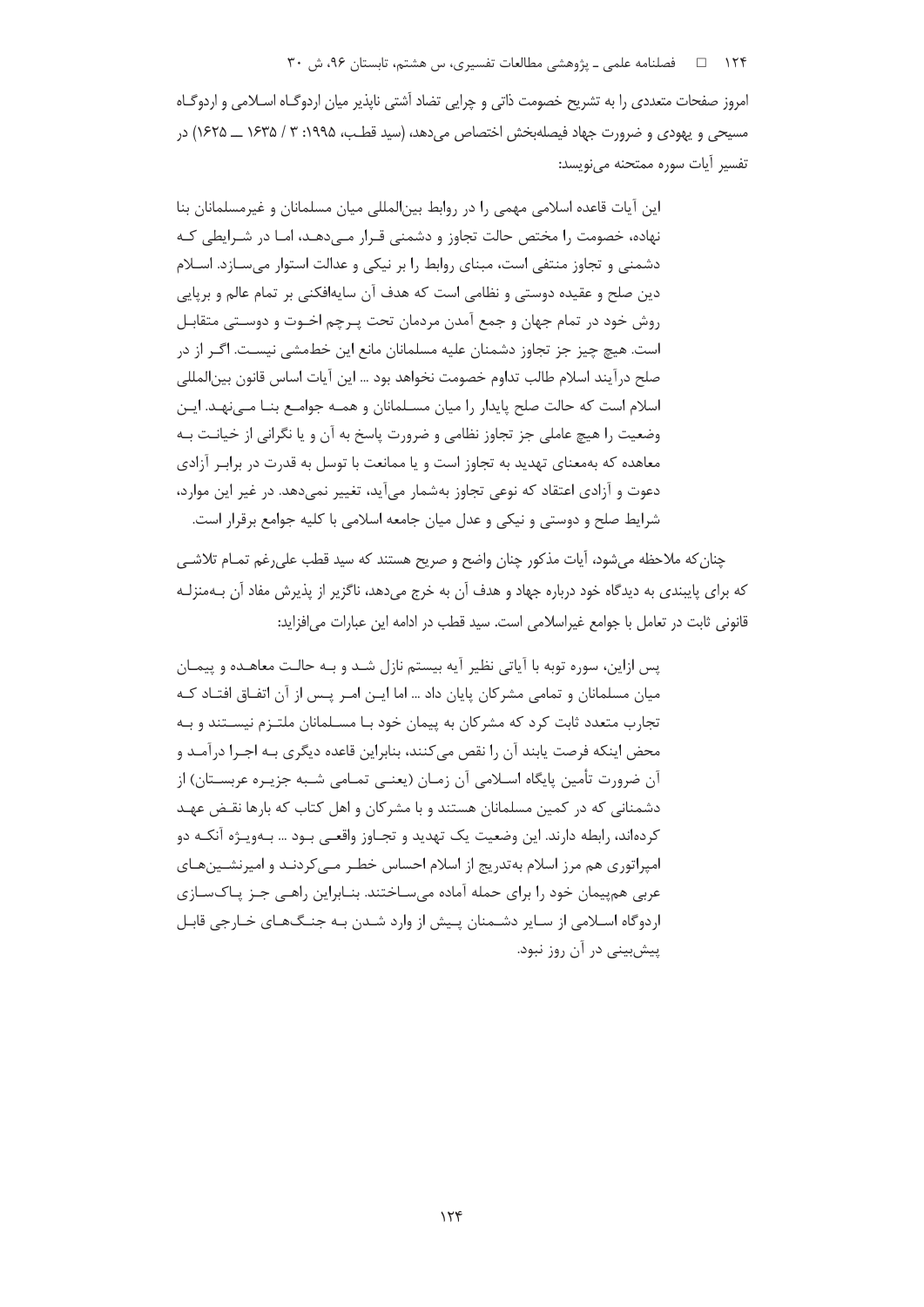امروز صفحات متعددی را به تشریح خصومت ذاتی و چرایی تضاد آشتی ناپذیر میان اردوگـاه اسـلامی و اردوگـاه مسیحی و یهودی و ضرورت جهاد فیصله‌بخش اختصاص می‌دهد، (سید قطـب، ۱۹۹۵: ۳ / ۱۶۳۵ ــ ۱۶۲۵) در تفسیر آیات سوره ممتحنه می‌نویسد:

> این آیات قاعده اسلامی مهمی را در روابط بین‌المللی میان مسلمانان و غیرمسلمانان بنا نهاده، خصومت را مختص حالت تجاوز و دشمنی قـرار مـی‌دهـد، امـا در شـرایطی کـه دشمنی و تجاوز منتفی است، مبنای روابط را بر نیکی و عدالت استوار می‌سـازد. اسـلام دین صلح و عقیده دوستی و نظامی است که هدف آن سایه‌افکنی بر تمام عالم و برپایی روش خود در تمام جهان و جمع آمدن مردمان تحت پـرچم اخـوت و دوسـتی متقابـل است. هیچ چیز جز تجاوز دشمنان علیه مسلمانان مانع این خط‌مشی نیسـت. اگـر از در صلح درآیند اسلام طالب تداوم خصومت نخواهد بود ... این آیات اساس قانون بین‌المللی اسلام است که حالت صلح پایدار را میان مسـلمانان و همـه جوامـع بنـا مـی‌نهـد. ایـن وضعیت را هیچ عاملی جز تجاوز نظامی و ضرورت پاسخ به آن و یا نگرانی از خیانـت بـه معاهده که به‌معنای تهدید به تجاوز است و یا ممانعت با توسل به قدرت در برابـر آزادی دعوت و آزادی اعتقاد که نوعی تجاوز به‌شمار می‌آید، تغییر نمی‌دهد. در غیر این موارد، شرایط صلح و دوستی و نیکی و عدل میان جامعه اسلامی با کلیه جوامع برقرار است.

چنان‌که ملاحظه می‌شود، آیات مذکور چنان واضح و صریح هستند که سید قطب علی‌رغم تمـام تلاشـی که برای پایبندی به دیدگاه خود درباره جهاد و هدف آن به خرج می‌دهد، ناگزیر از پذیرش مفاد آن بـه‌منزلـه قانونی ثابت در تعامل با جوامع غیراسلامی است. سید قطب در ادامه این عبارات می‌افزاید:

> پس ازاین، سوره توبه با آیاتی نظیر آیه بیستم نازل شـد و بـه حالـت معاهـده و پیمـان میان مسلمانان و تمامی مشرکان پایان داد ... اما ایـن امـر پـس از آن اتفـاق افتـاد کـه تجارب متعدد ثابت کرد که مشرکان به پیمان خود بـا مسـلمانان ملتـزم نیسـتند و بـه محض اینکه فرصت یابند آن را نقض می‌کنند، بنابراین قاعده دیگری بـه اجـرا درآمـد و آن ضرورت تأمین پایگاه اسـلامی آن زمـان (یعنـی تمـامی شـبه جزیـره عربسـتان) از دشمنانی که در کمین مسلمانان هستند و با مشرکان و اهل کتاب که بارها نقـض عهـد کرده‌اند، رابطه دارند. این وضعیت یک تهدید و تجـاوز واقعـی بـود ... بـه‌ویـژه آنکـه دو امپراتوری هم مرز اسلام به‌تدریج از اسلام احساس خطـر مـی‌کردنـد و امیرنشـین‌هـای عربی هم‌پیمان خود را برای حمله آماده می‌سـاختند. بنـابراین راهـی جـز پـاک‌سـازی اردوگاه اسـلامی از سـایر دشـمنان پـیش از وارد شـدن بـه جنـگ‌هـای خـارجی قابـل پیش‌بینی در آن روز نبود.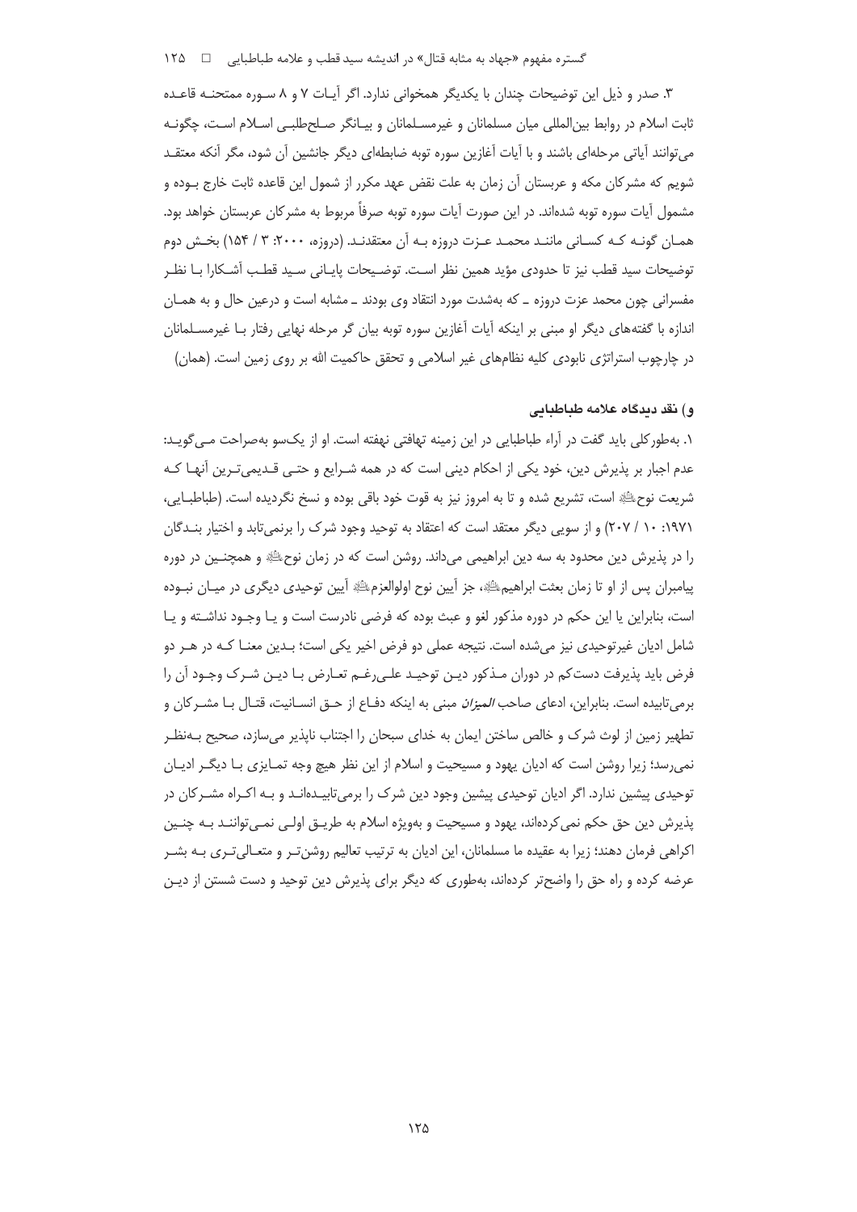۳. صدر و ذیل این توضیحات چندان با یکدیگر همخوانی ندارد. اگر آیات ۷ و ۸ سوره ممتحنه قاعده ثابت اسلام در روابط بین‌المللی میان مسلمانان و غیرمسلمانان و بیانگر صلح‌طلبی اسلام است، چگونه می‌توانند آیاتی مرحله‌ای باشند و با آیات آغازین سوره توبه ضابطه‌ای دیگر جانشین آن شود، مگر آنکه معتقد شویم که مشرکان مکه و عربستان آن زمان به علت نقض عهد مکرر از شمول این قاعده ثابت خارج بوده و مشمول آیات سوره توبه شده‌اند. در این صورت آیات سوره توبه صرفاً مربوط به مشرکان عربستان خواهد بود. همان گونه که کسانی مانند محمد عزت دروزه به آن معتقدند. (دروزه، ۲۰۰۰: ۳ / ۱۵۴) بخش دوم توضیحات سید قطب نیز تا حدودی مؤید همین نظر است. توضیحات پایانی سید قطب آشکارا با نظر مفسرانی چون محمد عزت دروزه ـ که به‌شدت مورد انتقاد وی بودند ـ مشابه است و درعین حال و به همان اندازه با گفته‌های دیگر او مبنی بر اینکه آیات آغازین سوره توبه بیان گر مرحله نهایی رفتار با غیرمسلمانان در چارچوب استراتژی نابودی کلیه نظام‌های غیر اسلامی و تحقق حاکمیت الله بر روی زمین است. (همان)

### و) نقد دیدگاه علامه طباطبایی

۱. به‌طورکلی باید گفت در آراء طباطبایی در این زمینه تهافتی نهفته است. او از یک‌سو به‌صراحت می‌گوید: عدم اجبار بر پذیرش دین، خود یکی از احکام دینی است که در همه شرایع و حتی قدیمی‌ترین آنها که شریعت نوح عليه‌السلام است، تشریع شده و تا به امروز نیز به قوت خود باقی بوده و نسخ نگردیده است. (طباطبایی، ۱۹۷۱: ۱۰ / ۲۰۷) و از سویی دیگر معتقد است که اعتقاد به توحید وجود شرک را برنمی‌تابد و اختیار بندگان را در پذیرش دین محدود به سه دین ابراهیمی می‌داند. روشن است که در زمان نوح عليه‌السلام و همچنین در دوره پیامبران پس از او تا زمان بعثت ابراهیم عليه‌السلام، جز آیین نوح اولوالعزم عليه‌السلام آیین توحیدی دیگری در میان نبوده است، بنابراین یا این حکم در دوره مذکور لغو و عبث بوده که فرضی نادرست است و یا وجود نداشته و یا شامل ادیان غیرتوحیدی نیز می‌شده است. نتیجه عملی دو فرض اخیر یکی است؛ بدین معنا که در هر دو فرض باید پذیرفت دست‌کم در دوران مذکور دین توحید علی‌رغم تعارض با دین شرک وجود آن را برمی‌تابیده است. بنابراین، ادعای صاحب *المیزان* مبنی به اینکه دفاع از حق انسانیت، قتال با مشرکان و تطهیر زمین از لوث شرک و خالص ساختن ایمان به خدای سبحان را اجتناب ناپذیر می‌سازد، صحیح به‌نظر نمی‌رسد؛ زیرا روشن است که ادیان یهود و مسیحیت و اسلام از این نظر هیچ وجه تمایزی با دیگر ادیان توحیدی پیشین ندارد. اگر ادیان توحیدی پیشین وجود دین شرک را برمی‌تابیده‌اند و به اکراه مشرکان در پذیرش دین حق حکم نمی‌کرده‌اند، یهود و مسیحیت و به‌ویژه اسلام به طریق اولی نمی‌توانند به چنین اکراهی فرمان دهند؛ زیرا به عقیده ما مسلمانان، این ادیان به ترتیب تعالیم روشن‌تر و متعالی‌تری به بشر عرضه کرده و راه حق را واضح‌تر کرده‌اند، به‌طوری که دیگر برای پذیرش دین توحید و دست شستن از دین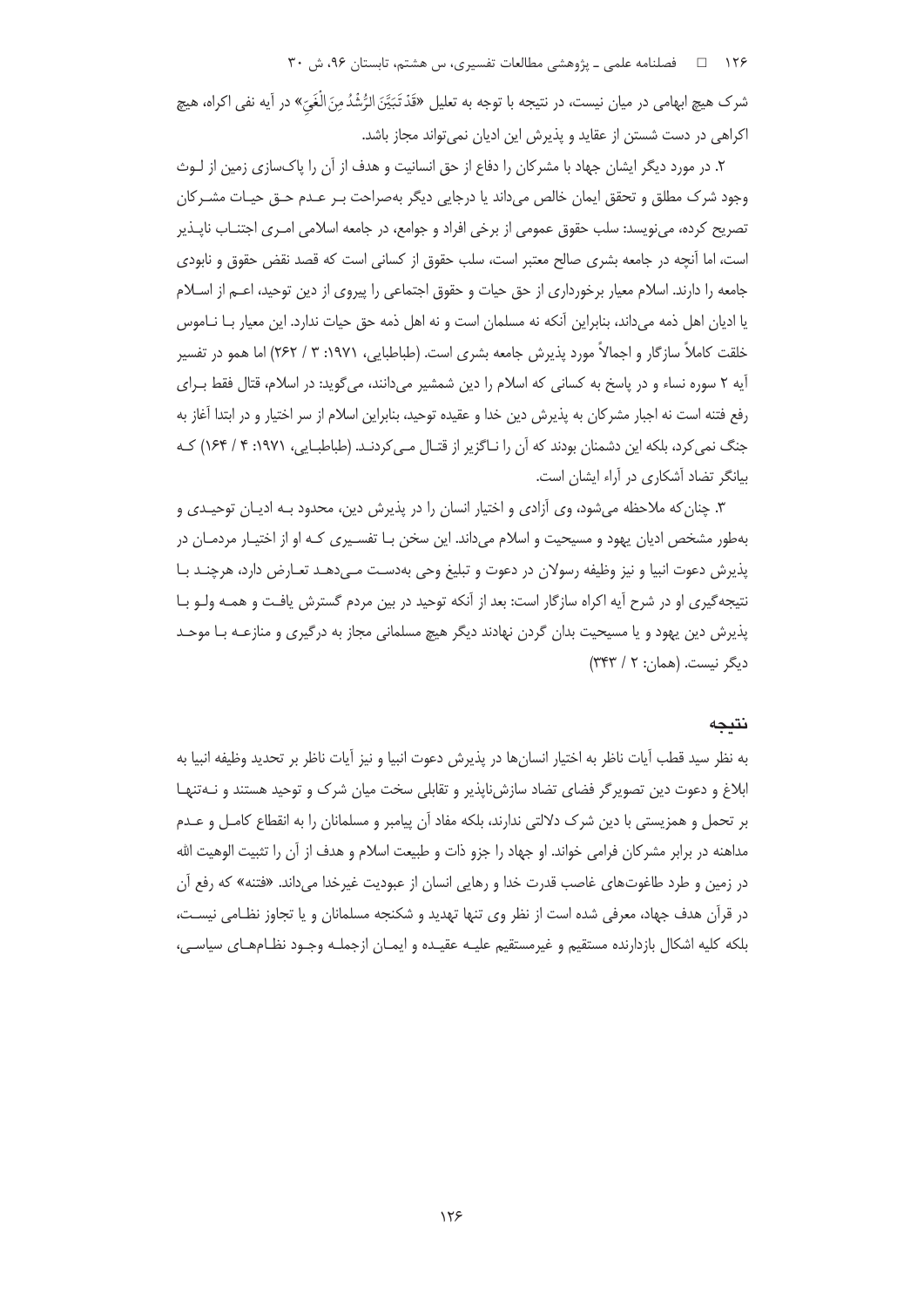شرک هیچ ابهامی در میان نیست، در نتیجه با توجه به تعلیل «قَدْ تَبَيَّنَ الرُّشْدُ مِنَ الْغَيِّ» در آیه نفی اکراه، هیچ اکراهی در دست شستن از عقاید و پذیرش این ادیان نمی‌تواند مجاز باشد.

۲. در مورد دیگر ایشان جهاد با مشرکان را دفاع از حق انسانیت و هدف از آن را پاک‌سازی زمین از لـوث وجود شرک مطلق و تحقق ایمان خالص می‌داند یا درجایی دیگر به‌صراحت بـر عـدم حـق حیـات مشـرکان تصریح کرده، می‌نویسد: سلب حقوق عمومی از برخی افراد و جوامع، در جامعه اسلامی امـری اجتنـاب ناپـذیر است، اما آنچه در جامعه بشری صالح معتبر است، سلب حقوق از کسانی است که قصد نقض حقوق و نابودی جامعه را دارند. اسلام معیار برخورداری از حق حیات و حقوق اجتماعی را پیروی از دین توحید، اعـم از اسـلام یا ادیان اهل ذمه می‌داند، بنابراین آنکه نه مسلمان است و نه اهل ذمه حق حیات ندارد. این معیار بـا نـاموس خلقت کاملاً سازگار و اجمالاً مورد پذیرش جامعه بشری است. (طباطبایی، ۱۹۷۱: ۳ / ۲۶۲) اما همو در تفسیر آیه ۲ سوره نساء و در پاسخ به کسانی که اسلام را دین شمشیر می‌دانند، می‌گوید: در اسلام، قتال فقط بـرای رفع فتنه است نه اجبار مشرکان به پذیرش دین خدا و عقیده توحید، بنابراین اسلام از سر اختیار و در ابتدا آغاز به جنگ نمی‌کرد، بلکه این دشمنان بودند که آن را نـاگزیر از قتـال مـی‌کردنـد. (طباطبـایی، ۱۹۷۱: ۴ / ۱۶۴) کـه بیانگر تضاد آشکاری در آراء ایشان است.

۳. چنان‌که ملاحظه می‌شود، وی آزادی و اختیار انسان را در پذیرش دین، محدود بـه ادیـان توحیـدی و به‌طور مشخص ادیان یهود و مسیحیت و اسلام می‌داند. این سخن بـا تفسـیری کـه او از اختیـار مردمـان در پذیرش دعوت انبیا و نیز وظیفه رسولان در دعوت و تبلیغ وحی به‌دسـت مـی‌دهـد تعـارض دارد، هرچنـد بـا نتیجه‌گیری او در شرح آیه اکراه سازگار است: بعد از آنکه توحید در بین مردم گسترش یافـت و همـه ولـو بـا پذیرش دین یهود و یا مسیحیت بدان گردن نهادند دیگر هیچ مسلمانی مجاز به درگیری و منازعـه بـا موحـد دیگر نیست. (همان: ۲ / ۳۴۳)

## نتیجه

به نظر سید قطب آیات ناظر به اختیار انسان‌ها در پذیرش دعوت انبیا و نیز آیات ناظر بر تحدید وظیفه انبیا به ابلاغ و دعوت دین تصویرگر فضای تضاد سازش‌ناپذیر و تقابلی سخت میان شرک و توحید هستند و نـه‌تنهـا بر تحمل و همزیستی با دین شرک دلالتی ندارند، بلکه مفاد آن پیامبر و مسلمانان را به انقطاع کامـل و عـدم مداهنه در برابر مشرکان فرامی خواند. او جهاد را جزو ذات و طبیعت اسلام و هدف از آن را تثبیت الوهیت الله در زمین و طرد طاغوت‌های غاصب قدرت خدا و رهایی انسان از عبودیت غیرخدا می‌داند. «فتنه» که رفع آن در قرآن هدف جهاد، معرفی شده است از نظر وی تنها تهدید و شکنجه مسلمانان و یا تجاوز نظـامی نیسـت، بلکه کلیه اشکال بازدارنده مستقیم و غیرمستقیم علیـه عقیـده و ایمـان ازجملـه وجـود نظـام‌هـای سیاسـی،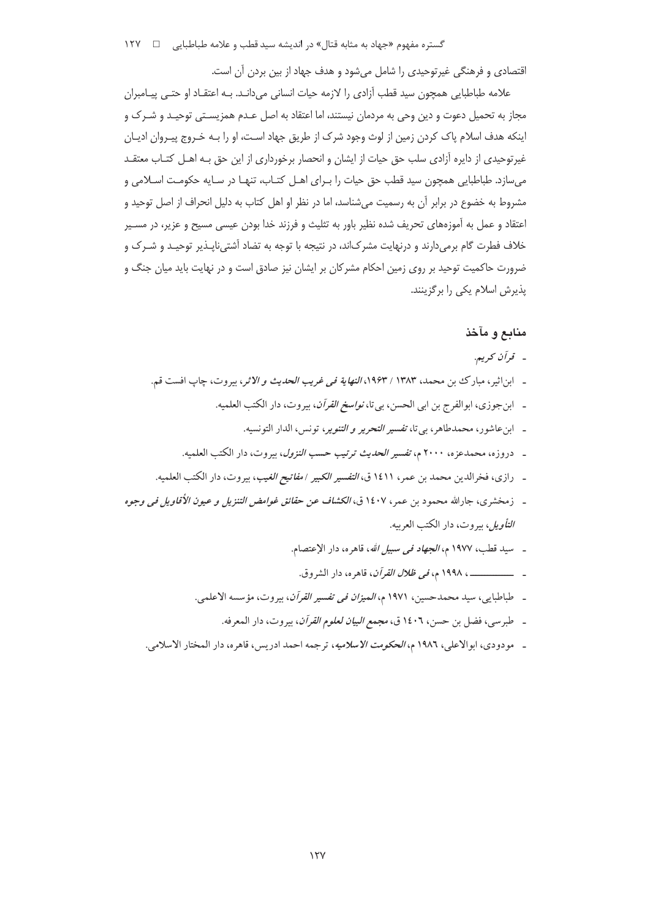اقتصادی و فرهنگی غیرتوحیدی را شامل می‌شود و هدف جهاد از بین بردن آن است.

علامه طباطبایی همچون سید قطب آزادی را لازمه حیات انسانی می‌داند. بـه اعتقـاد او حتـی پیـامبران مجاز به تحمیل دعوت و دین وحی به مردمان نیستند، اما اعتقاد به اصل عـدم همزیسـتی توحیـد و شـرک و اینکه هدف اسلام پاک کردن زمین از لوث وجود شرک از طریق جهاد اسـت، او را بـه خـروج پیـروان ادیـان غیرتوحیدی از دایره آزادی سلب حق حیات از ایشان و انحصار برخورداری از این حق بـه اهـل کتـاب معتقـد می‌سازد. طباطبایی همچون سید قطب حق حیات را بـرای اهـل کتـاب، تنهـا در سـایه حکومـت اسـلامی و مشروط به خضوع در برابر آن به رسمیت می‌شناسد، اما در نظر او اهل کتاب به دلیل انحراف از اصل توحید و اعتقاد و عمل به آموزه‌های تحریف شده نظیر باور به تثلیث و فرزند خدا بودن عیسی مسیح و عزیر، در مسـیر خلاف فطرت گام برمی‌دارند و درنهایت مشرک‌اند، در نتیجه با توجه به تضاد آشتی‌ناپـذیر توحیـد و شـرک و ضرورت حاکمیت توحید بر روی زمین احکام مشرکان بر ایشان نیز صادق است و در نهایت باید میان جنگ و پذیرش اسلام یکی را برگزینند.

## منابع و مآخذ

- *قرآن کریم*.
- ابن‌اثیر، مبارك بن محمد، ۱۳۸۳ / ۱۹۶۳، *النهایة فی غریب الحدیث و الاثر*، بیروت، چاپ افست قم.
- ابن‌جوزی، ابوالفرج بن ابی الحسن، بی‌تا، *نواسخ القرآن*، بیروت، دار الکتب العلمیه.
- ابن‌عاشور، محمدطاهر، بی‌تا، *تفسیر التحریر و التنویر*، تونس، الدار التونسیه.
- دروزه، محمدعزه، ۲۰۰۰ م، *تفسیر الحدیث ترتیب حسب النزول*، بیروت، دار الکتب العلمیه.
- رازی، فخرالدین محمد بن عمر، ۱٤۱۱ ق، *التفسیر الکبیر / مفاتیح الغیب*، بیروت، دار الکتب العلمیه.
- زمخشری، جارالله محمود بن عمر، ۱٤۰۷ ق، *الکشاف عن حقائق غوامض التنزیل و عیون الأقاویل فی وجوه التأویل*، بیروت، دار الکتب العربیه.
- سید قطب، ۱۹۷۷ م، *الجهاد فی سبیل الله*، قاهره، دار الإعتصام.
- ــــــــــــــ ، ۱۹۹۸ م، *فی ظلال القرآن*، قاهره، دار الشروق.
- طباطبایی، سید محمدحسین، ۱۹۷۱ م، *المیزان فی تفسیر القرآن*، بیروت، مؤسسه الاعلمی.
- طبرسی، فضل بن حسن، ۱٤۰٦ ق، *مجمع البیان لعلوم القرآن*، بیروت، دار المعرفه.
- مودودی، ابوالاعلی، ۱۹۸٦ م، *الحکومت الاسلامیه*، ترجمه احمد ادریس، قاهره، دار المختار الاسلامی.